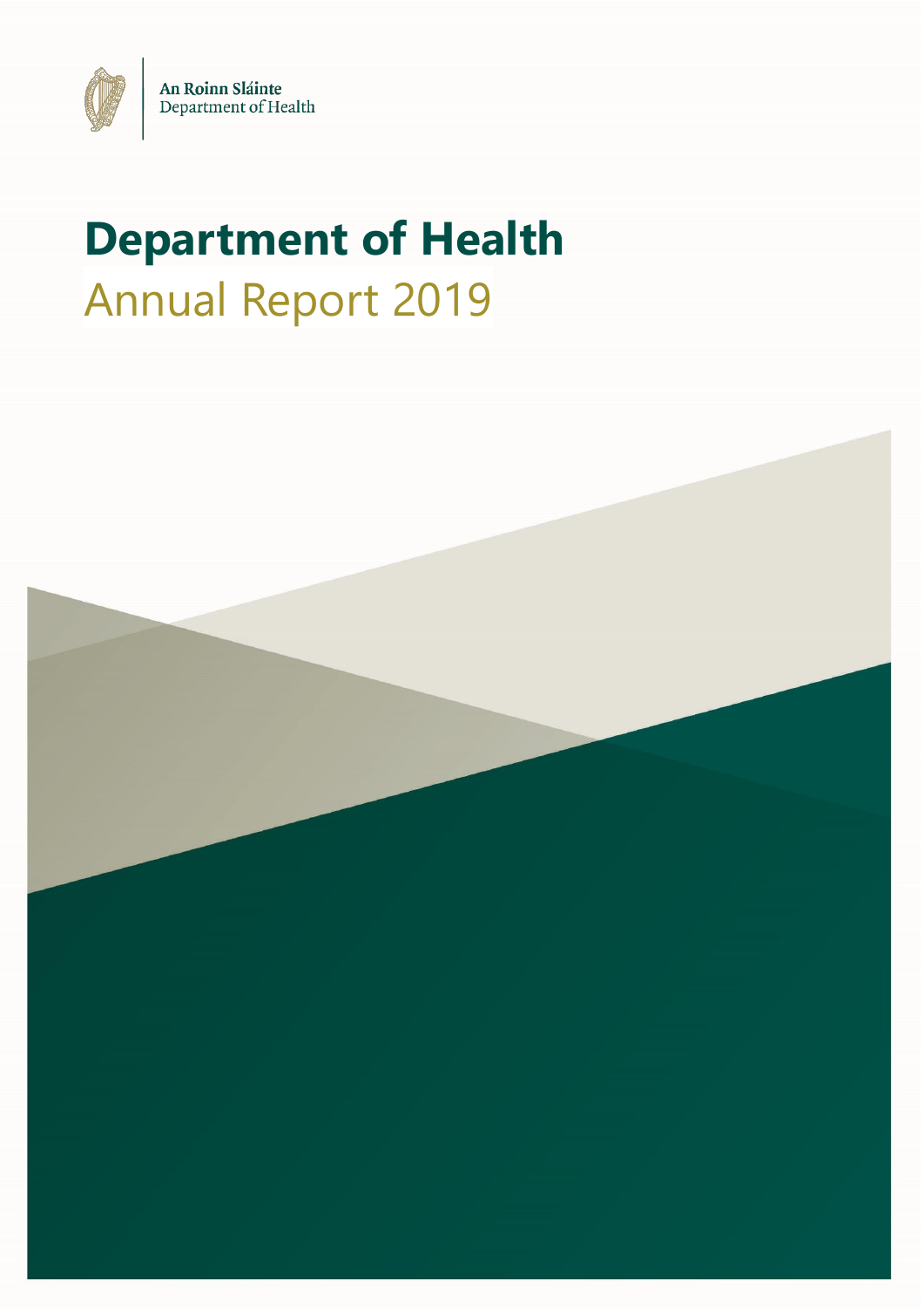An Roinn Sláinte
Department of Health

# Department of Health

## Annual Report 2019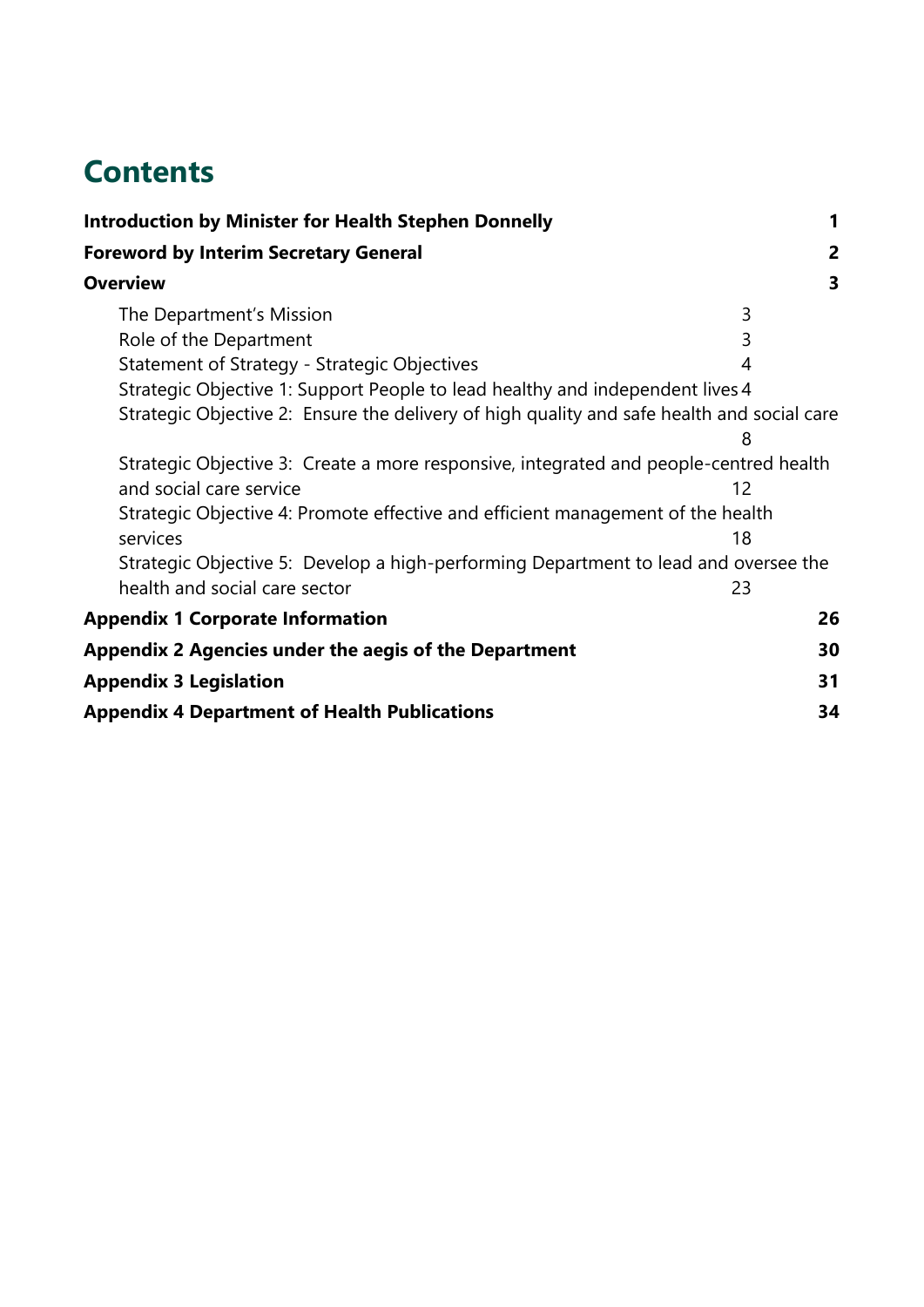# Contents

**Introduction by Minister for Health Stephen Donnelly** 1

**Foreword by Interim Secretary General** 2

**Overview** 3

- The Department's Mission 3
- Role of the Department 3
- Statement of Strategy - Strategic Objectives 4
- Strategic Objective 1: Support People to lead healthy and independent lives 4
- Strategic Objective 2: Ensure the delivery of high quality and safe health and social care 8
- Strategic Objective 3: Create a more responsive, integrated and people-centred health and social care service 12
- Strategic Objective 4: Promote effective and efficient management of the health services 18
- Strategic Objective 5: Develop a high-performing Department to lead and oversee the health and social care sector 23

**Appendix 1 Corporate Information** 26

**Appendix 2 Agencies under the aegis of the Department** 30

**Appendix 3 Legislation** 31

**Appendix 4 Department of Health Publications** 34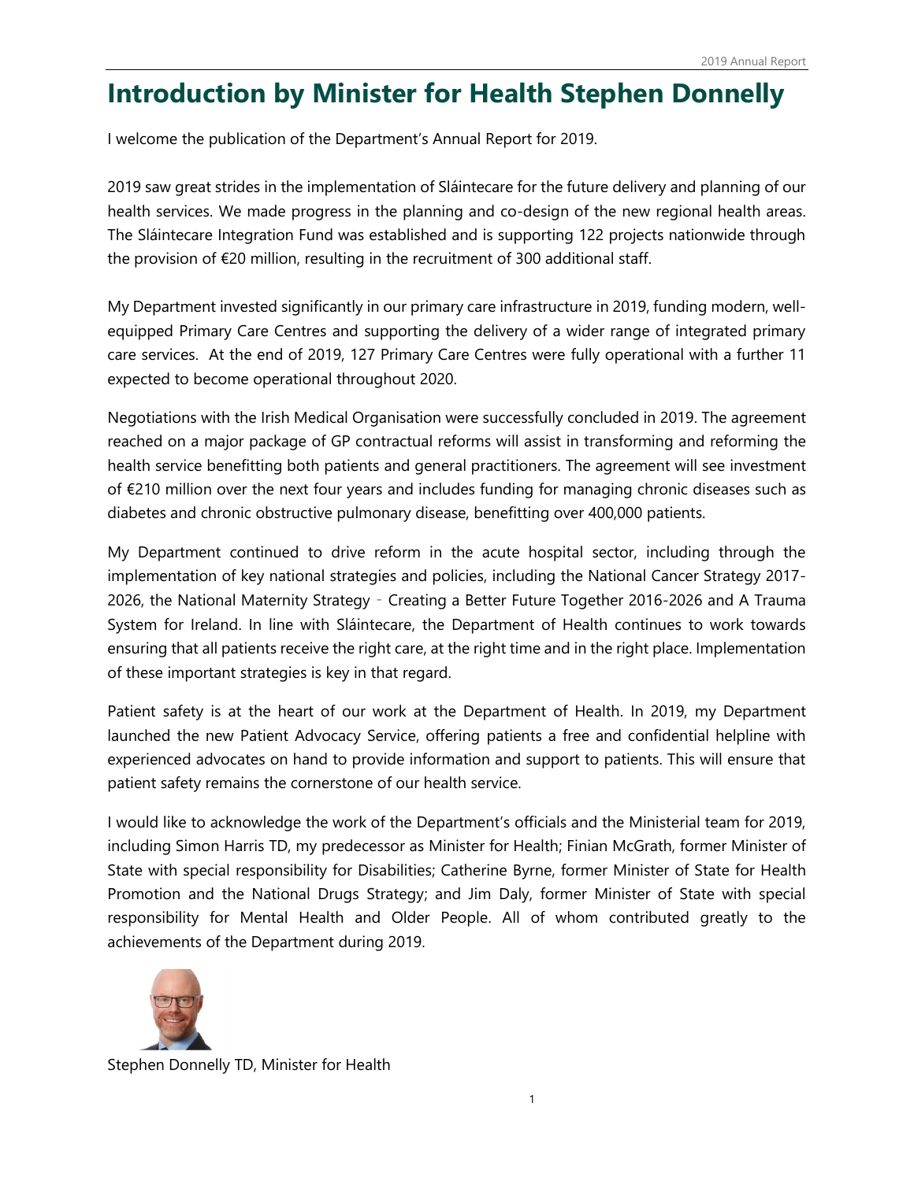# Introduction by Minister for Health Stephen Donnelly

I welcome the publication of the Department's Annual Report for 2019.

2019 saw great strides in the implementation of Sláintecare for the future delivery and planning of our health services. We made progress in the planning and co-design of the new regional health areas. The Sláintecare Integration Fund was established and is supporting 122 projects nationwide through the provision of €20 million, resulting in the recruitment of 300 additional staff.

My Department invested significantly in our primary care infrastructure in 2019, funding modern, well-equipped Primary Care Centres and supporting the delivery of a wider range of integrated primary care services. At the end of 2019, 127 Primary Care Centres were fully operational with a further 11 expected to become operational throughout 2020.

Negotiations with the Irish Medical Organisation were successfully concluded in 2019. The agreement reached on a major package of GP contractual reforms will assist in transforming and reforming the health service benefitting both patients and general practitioners. The agreement will see investment of €210 million over the next four years and includes funding for managing chronic diseases such as diabetes and chronic obstructive pulmonary disease, benefitting over 400,000 patients.

My Department continued to drive reform in the acute hospital sector, including through the implementation of key national strategies and policies, including the National Cancer Strategy 2017-2026, the National Maternity Strategy - Creating a Better Future Together 2016-2026 and A Trauma System for Ireland. In line with Sláintecare, the Department of Health continues to work towards ensuring that all patients receive the right care, at the right time and in the right place. Implementation of these important strategies is key in that regard.

Patient safety is at the heart of our work at the Department of Health. In 2019, my Department launched the new Patient Advocacy Service, offering patients a free and confidential helpline with experienced advocates on hand to provide information and support to patients. This will ensure that patient safety remains the cornerstone of our health service.

I would like to acknowledge the work of the Department's officials and the Ministerial team for 2019, including Simon Harris TD, my predecessor as Minister for Health; Finian McGrath, former Minister of State with special responsibility for Disabilities; Catherine Byrne, former Minister of State for Health Promotion and the National Drugs Strategy; and Jim Daly, former Minister of State with special responsibility for Mental Health and Older People. All of whom contributed greatly to the achievements of the Department during 2019.

Stephen Donnelly TD, Minister for Health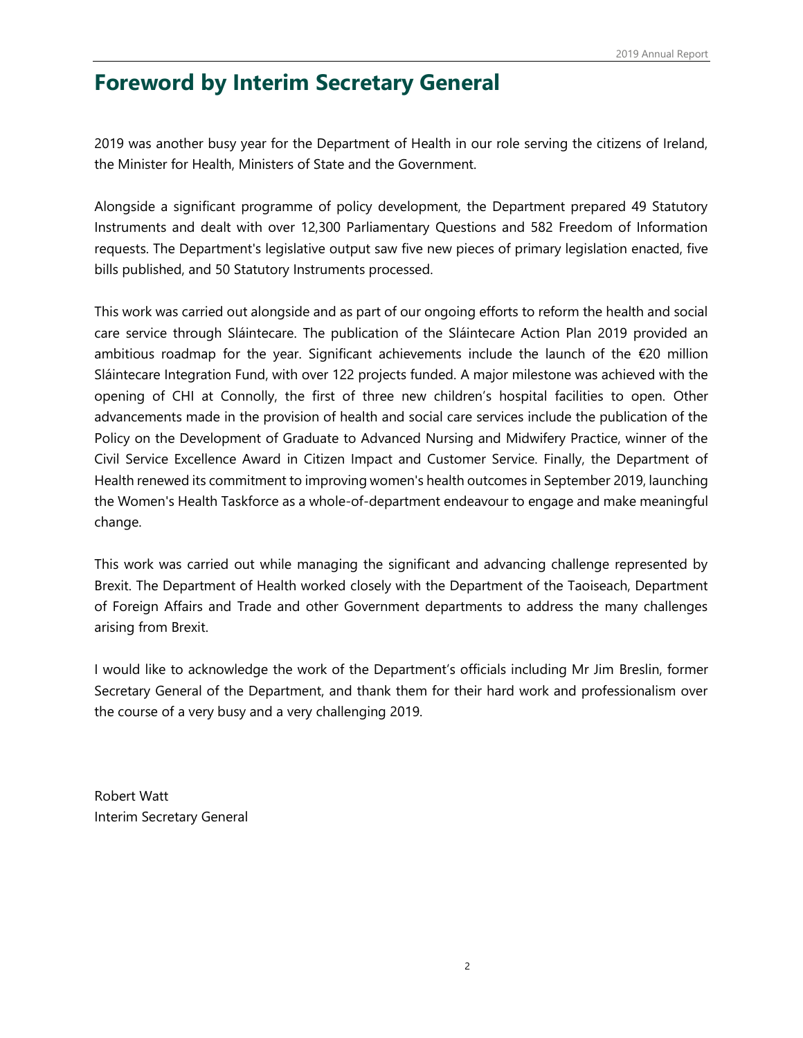# Foreword by Interim Secretary General

2019 was another busy year for the Department of Health in our role serving the citizens of Ireland, the Minister for Health, Ministers of State and the Government.

Alongside a significant programme of policy development, the Department prepared 49 Statutory Instruments and dealt with over 12,300 Parliamentary Questions and 582 Freedom of Information requests. The Department's legislative output saw five new pieces of primary legislation enacted, five bills published, and 50 Statutory Instruments processed.

This work was carried out alongside and as part of our ongoing efforts to reform the health and social care service through Sláintecare. The publication of the Sláintecare Action Plan 2019 provided an ambitious roadmap for the year. Significant achievements include the launch of the €20 million Sláintecare Integration Fund, with over 122 projects funded. A major milestone was achieved with the opening of CHI at Connolly, the first of three new children's hospital facilities to open. Other advancements made in the provision of health and social care services include the publication of the Policy on the Development of Graduate to Advanced Nursing and Midwifery Practice, winner of the Civil Service Excellence Award in Citizen Impact and Customer Service. Finally, the Department of Health renewed its commitment to improving women's health outcomes in September 2019, launching the Women's Health Taskforce as a whole-of-department endeavour to engage and make meaningful change.

This work was carried out while managing the significant and advancing challenge represented by Brexit. The Department of Health worked closely with the Department of the Taoiseach, Department of Foreign Affairs and Trade and other Government departments to address the many challenges arising from Brexit.

I would like to acknowledge the work of the Department's officials including Mr Jim Breslin, former Secretary General of the Department, and thank them for their hard work and professionalism over the course of a very busy and a very challenging 2019.

Robert Watt
Interim Secretary General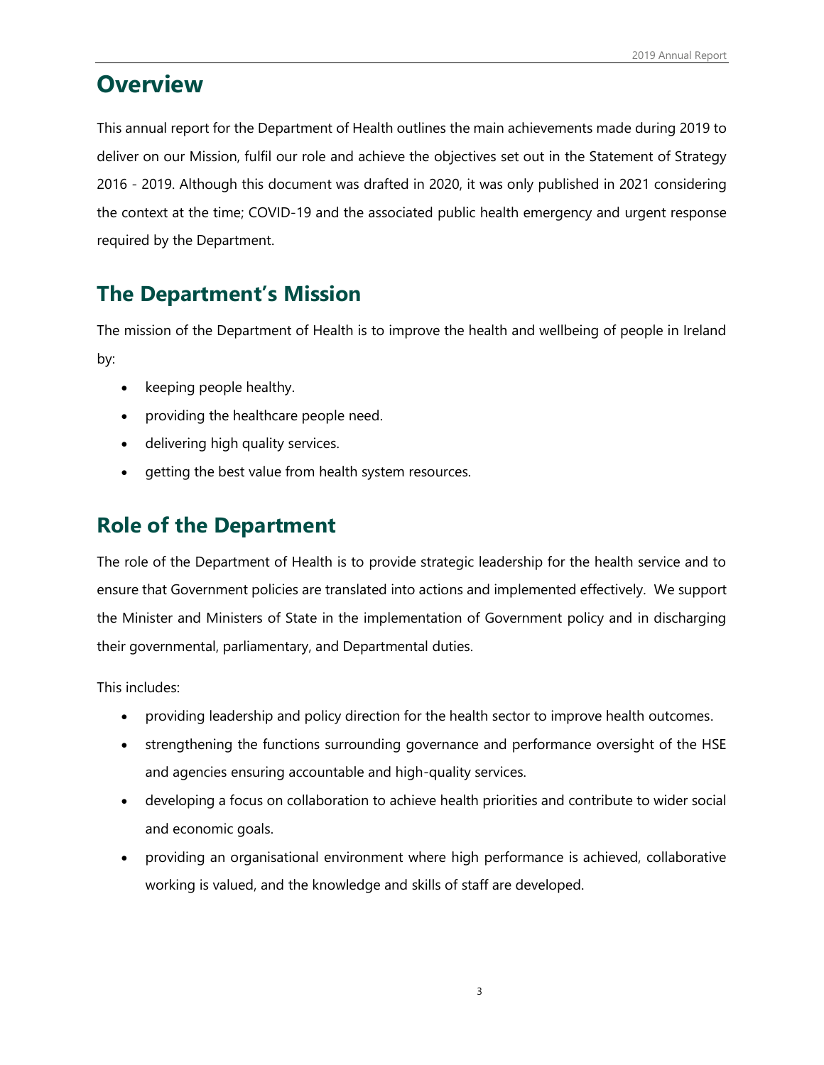# Overview

This annual report for the Department of Health outlines the main achievements made during 2019 to deliver on our Mission, fulfil our role and achieve the objectives set out in the Statement of Strategy 2016 - 2019. Although this document was drafted in 2020, it was only published in 2021 considering the context at the time; COVID-19 and the associated public health emergency and urgent response required by the Department.

# The Department's Mission

The mission of the Department of Health is to improve the health and wellbeing of people in Ireland by:

- keeping people healthy.
- providing the healthcare people need.
- delivering high quality services.
- getting the best value from health system resources.

# Role of the Department

The role of the Department of Health is to provide strategic leadership for the health service and to ensure that Government policies are translated into actions and implemented effectively. We support the Minister and Ministers of State in the implementation of Government policy and in discharging their governmental, parliamentary, and Departmental duties.

This includes:

- providing leadership and policy direction for the health sector to improve health outcomes.
- strengthening the functions surrounding governance and performance oversight of the HSE and agencies ensuring accountable and high-quality services.
- developing a focus on collaboration to achieve health priorities and contribute to wider social and economic goals.
- providing an organisational environment where high performance is achieved, collaborative working is valued, and the knowledge and skills of staff are developed.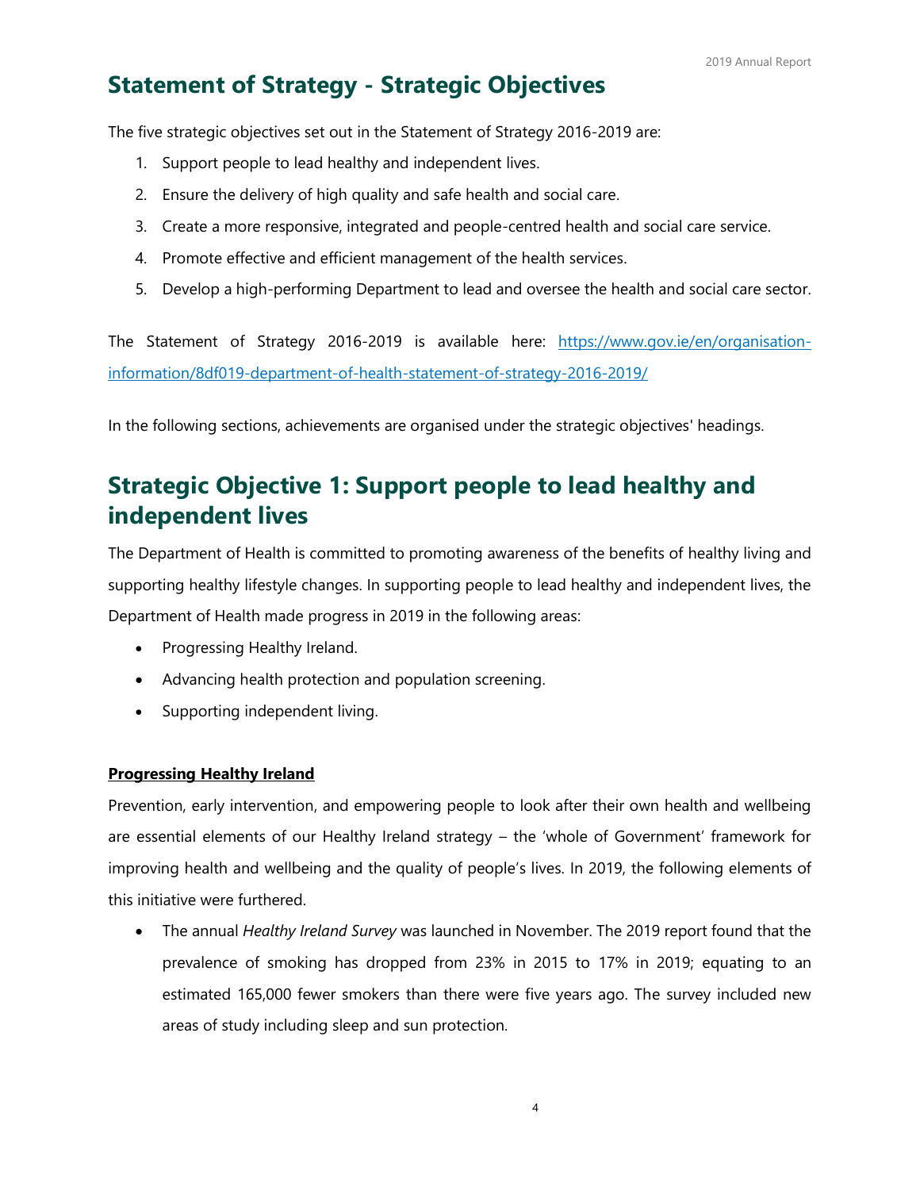## Statement of Strategy - Strategic Objectives

The five strategic objectives set out in the Statement of Strategy 2016-2019 are:

1. Support people to lead healthy and independent lives.
2. Ensure the delivery of high quality and safe health and social care.
3. Create a more responsive, integrated and people-centred health and social care service.
4. Promote effective and efficient management of the health services.
5. Develop a high-performing Department to lead and oversee the health and social care sector.

The Statement of Strategy 2016-2019 is available here: [https://www.gov.ie/en/organisation-information/8df019-department-of-health-statement-of-strategy-2016-2019/](https://www.gov.ie/en/organisation-information/8df019-department-of-health-statement-of-strategy-2016-2019/)

In the following sections, achievements are organised under the strategic objectives' headings.

## Strategic Objective 1: Support people to lead healthy and independent lives

The Department of Health is committed to promoting awareness of the benefits of healthy living and supporting healthy lifestyle changes. In supporting people to lead healthy and independent lives, the Department of Health made progress in 2019 in the following areas:

- Progressing Healthy Ireland.
- Advancing health protection and population screening.
- Supporting independent living.

### Progressing Healthy Ireland

Prevention, early intervention, and empowering people to look after their own health and wellbeing are essential elements of our Healthy Ireland strategy – the 'whole of Government' framework for improving health and wellbeing and the quality of people's lives. In 2019, the following elements of this initiative were furthered.

- The annual *Healthy Ireland Survey* was launched in November. The 2019 report found that the prevalence of smoking has dropped from 23% in 2015 to 17% in 2019; equating to an estimated 165,000 fewer smokers than there were five years ago. The survey included new areas of study including sleep and sun protection.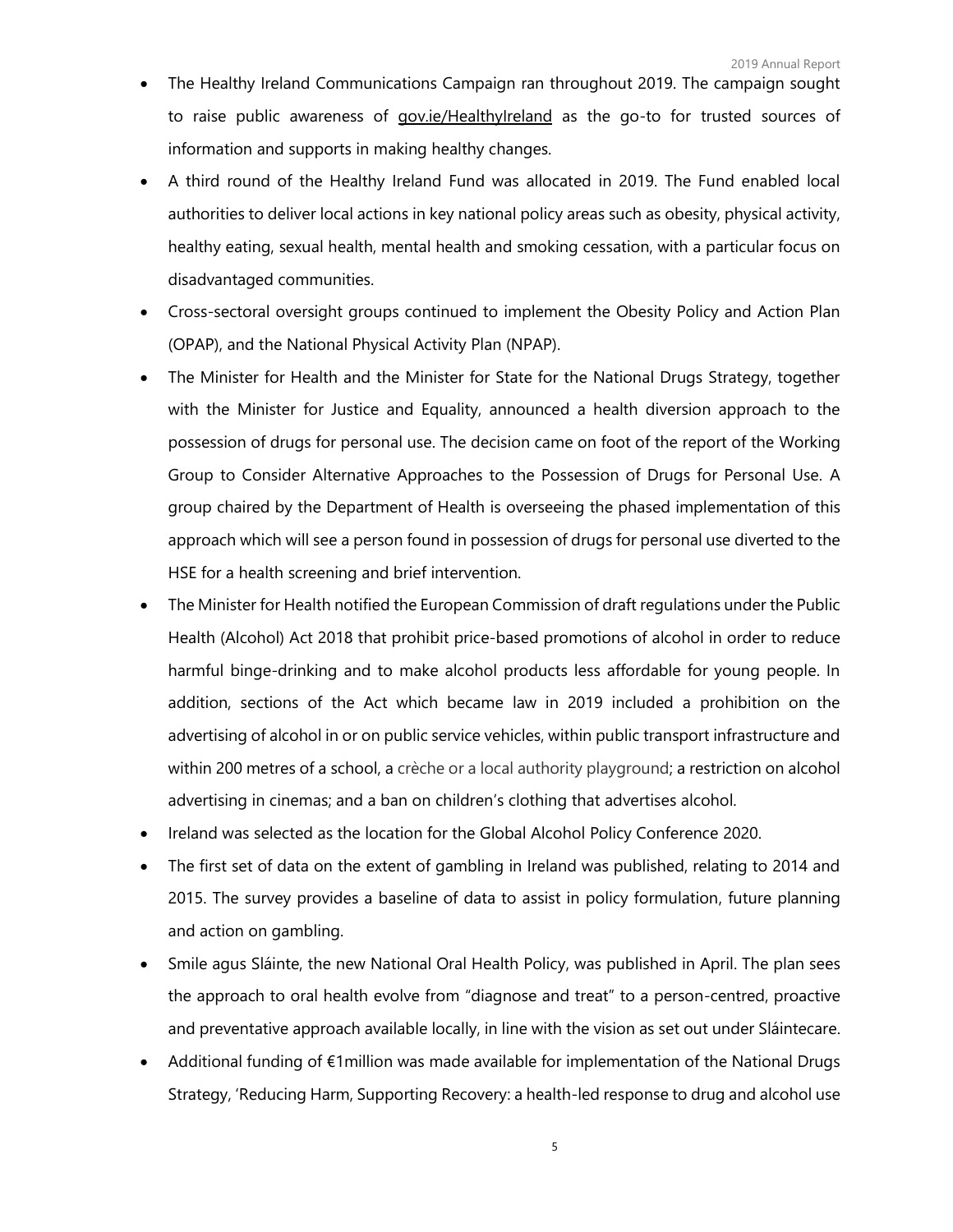- The Healthy Ireland Communications Campaign ran throughout 2019. The campaign sought to raise public awareness of gov.ie/HealthyIreland as the go-to for trusted sources of information and supports in making healthy changes.
- A third round of the Healthy Ireland Fund was allocated in 2019. The Fund enabled local authorities to deliver local actions in key national policy areas such as obesity, physical activity, healthy eating, sexual health, mental health and smoking cessation, with a particular focus on disadvantaged communities.
- Cross-sectoral oversight groups continued to implement the Obesity Policy and Action Plan (OPAP), and the National Physical Activity Plan (NPAP).
- The Minister for Health and the Minister for State for the National Drugs Strategy, together with the Minister for Justice and Equality, announced a health diversion approach to the possession of drugs for personal use. The decision came on foot of the report of the Working Group to Consider Alternative Approaches to the Possession of Drugs for Personal Use. A group chaired by the Department of Health is overseeing the phased implementation of this approach which will see a person found in possession of drugs for personal use diverted to the HSE for a health screening and brief intervention.
- The Minister for Health notified the European Commission of draft regulations under the Public Health (Alcohol) Act 2018 that prohibit price-based promotions of alcohol in order to reduce harmful binge-drinking and to make alcohol products less affordable for young people. In addition, sections of the Act which became law in 2019 included a prohibition on the advertising of alcohol in or on public service vehicles, within public transport infrastructure and within 200 metres of a school, a crèche or a local authority playground; a restriction on alcohol advertising in cinemas; and a ban on children's clothing that advertises alcohol.
- Ireland was selected as the location for the Global Alcohol Policy Conference 2020.
- The first set of data on the extent of gambling in Ireland was published, relating to 2014 and 2015. The survey provides a baseline of data to assist in policy formulation, future planning and action on gambling.
- Smile agus Sláinte, the new National Oral Health Policy, was published in April. The plan sees the approach to oral health evolve from "diagnose and treat" to a person-centred, proactive and preventative approach available locally, in line with the vision as set out under Sláintecare.
- Additional funding of €1million was made available for implementation of the National Drugs Strategy, 'Reducing Harm, Supporting Recovery: a health-led response to drug and alcohol use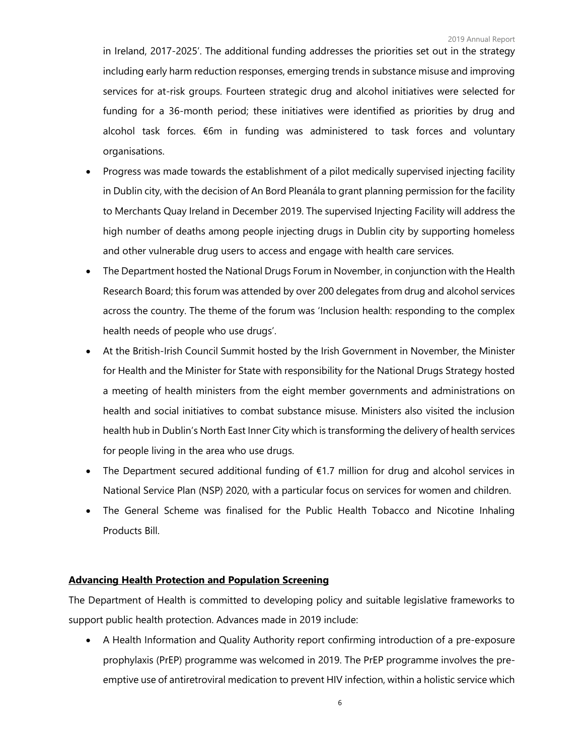in Ireland, 2017-2025'. The additional funding addresses the priorities set out in the strategy including early harm reduction responses, emerging trends in substance misuse and improving services for at-risk groups. Fourteen strategic drug and alcohol initiatives were selected for funding for a 36-month period; these initiatives were identified as priorities by drug and alcohol task forces. €6m in funding was administered to task forces and voluntary organisations.

- Progress was made towards the establishment of a pilot medically supervised injecting facility in Dublin city, with the decision of An Bord Pleanála to grant planning permission for the facility to Merchants Quay Ireland in December 2019. The supervised Injecting Facility will address the high number of deaths among people injecting drugs in Dublin city by supporting homeless and other vulnerable drug users to access and engage with health care services.
- The Department hosted the National Drugs Forum in November, in conjunction with the Health Research Board; this forum was attended by over 200 delegates from drug and alcohol services across the country. The theme of the forum was 'Inclusion health: responding to the complex health needs of people who use drugs'.
- At the British-Irish Council Summit hosted by the Irish Government in November, the Minister for Health and the Minister for State with responsibility for the National Drugs Strategy hosted a meeting of health ministers from the eight member governments and administrations on health and social initiatives to combat substance misuse. Ministers also visited the inclusion health hub in Dublin's North East Inner City which is transforming the delivery of health services for people living in the area who use drugs.
- The Department secured additional funding of €1.7 million for drug and alcohol services in National Service Plan (NSP) 2020, with a particular focus on services for women and children.
- The General Scheme was finalised for the Public Health Tobacco and Nicotine Inhaling Products Bill.

## Advancing Health Protection and Population Screening

The Department of Health is committed to developing policy and suitable legislative frameworks to support public health protection. Advances made in 2019 include:

- A Health Information and Quality Authority report confirming introduction of a pre-exposure prophylaxis (PrEP) programme was welcomed in 2019. The PrEP programme involves the pre-emptive use of antiretroviral medication to prevent HIV infection, within a holistic service which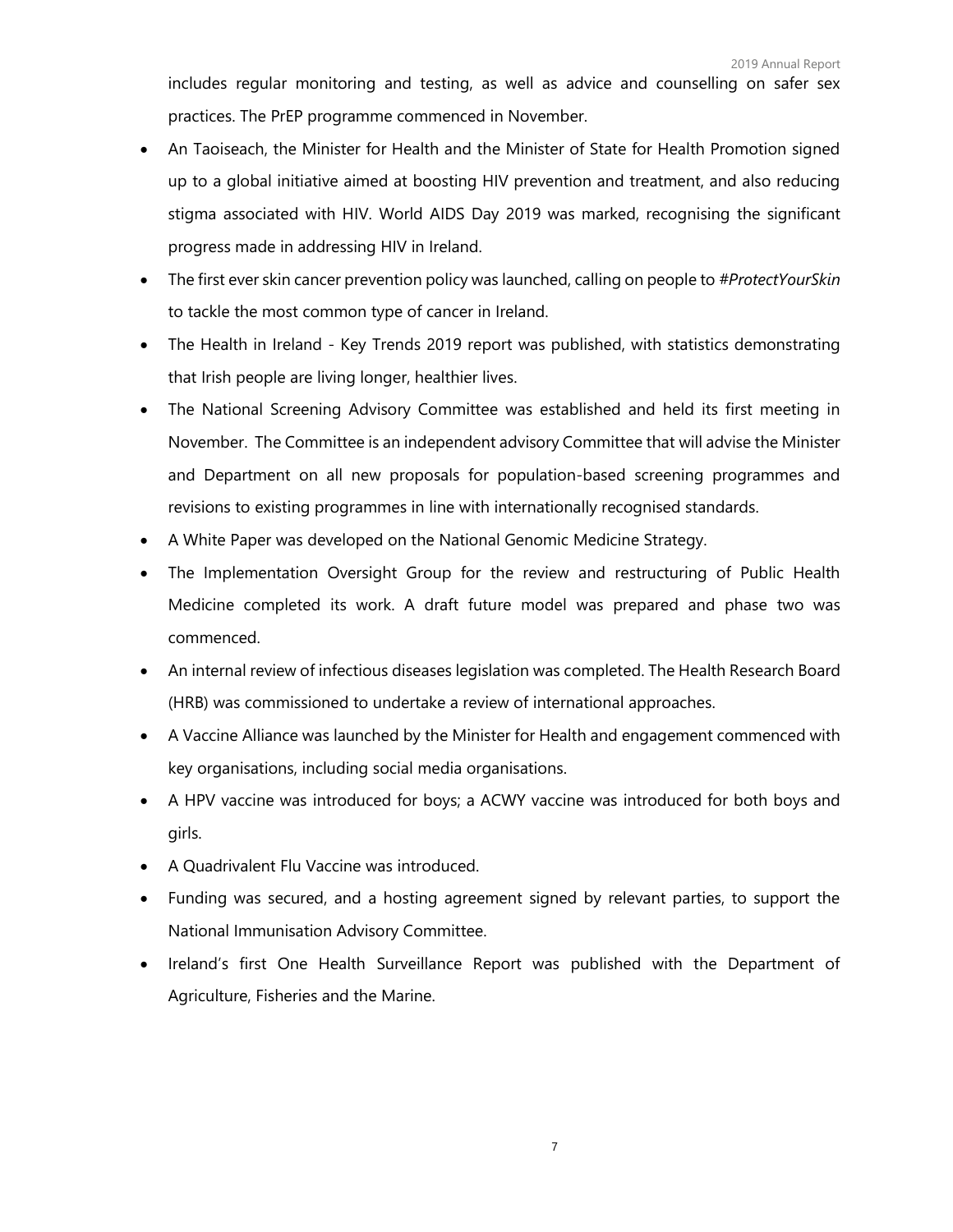includes regular monitoring and testing, as well as advice and counselling on safer sex practices. The PrEP programme commenced in November.

- An Taoiseach, the Minister for Health and the Minister of State for Health Promotion signed up to a global initiative aimed at boosting HIV prevention and treatment, and also reducing stigma associated with HIV. World AIDS Day 2019 was marked, recognising the significant progress made in addressing HIV in Ireland.
- The first ever skin cancer prevention policy was launched, calling on people to *#ProtectYourSkin* to tackle the most common type of cancer in Ireland.
- The Health in Ireland - Key Trends 2019 report was published, with statistics demonstrating that Irish people are living longer, healthier lives.
- The National Screening Advisory Committee was established and held its first meeting in November. The Committee is an independent advisory Committee that will advise the Minister and Department on all new proposals for population-based screening programmes and revisions to existing programmes in line with internationally recognised standards.
- A White Paper was developed on the National Genomic Medicine Strategy.
- The Implementation Oversight Group for the review and restructuring of Public Health Medicine completed its work. A draft future model was prepared and phase two was commenced.
- An internal review of infectious diseases legislation was completed. The Health Research Board (HRB) was commissioned to undertake a review of international approaches.
- A Vaccine Alliance was launched by the Minister for Health and engagement commenced with key organisations, including social media organisations.
- A HPV vaccine was introduced for boys; a ACWY vaccine was introduced for both boys and girls.
- A Quadrivalent Flu Vaccine was introduced.
- Funding was secured, and a hosting agreement signed by relevant parties, to support the National Immunisation Advisory Committee.
- Ireland's first One Health Surveillance Report was published with the Department of Agriculture, Fisheries and the Marine.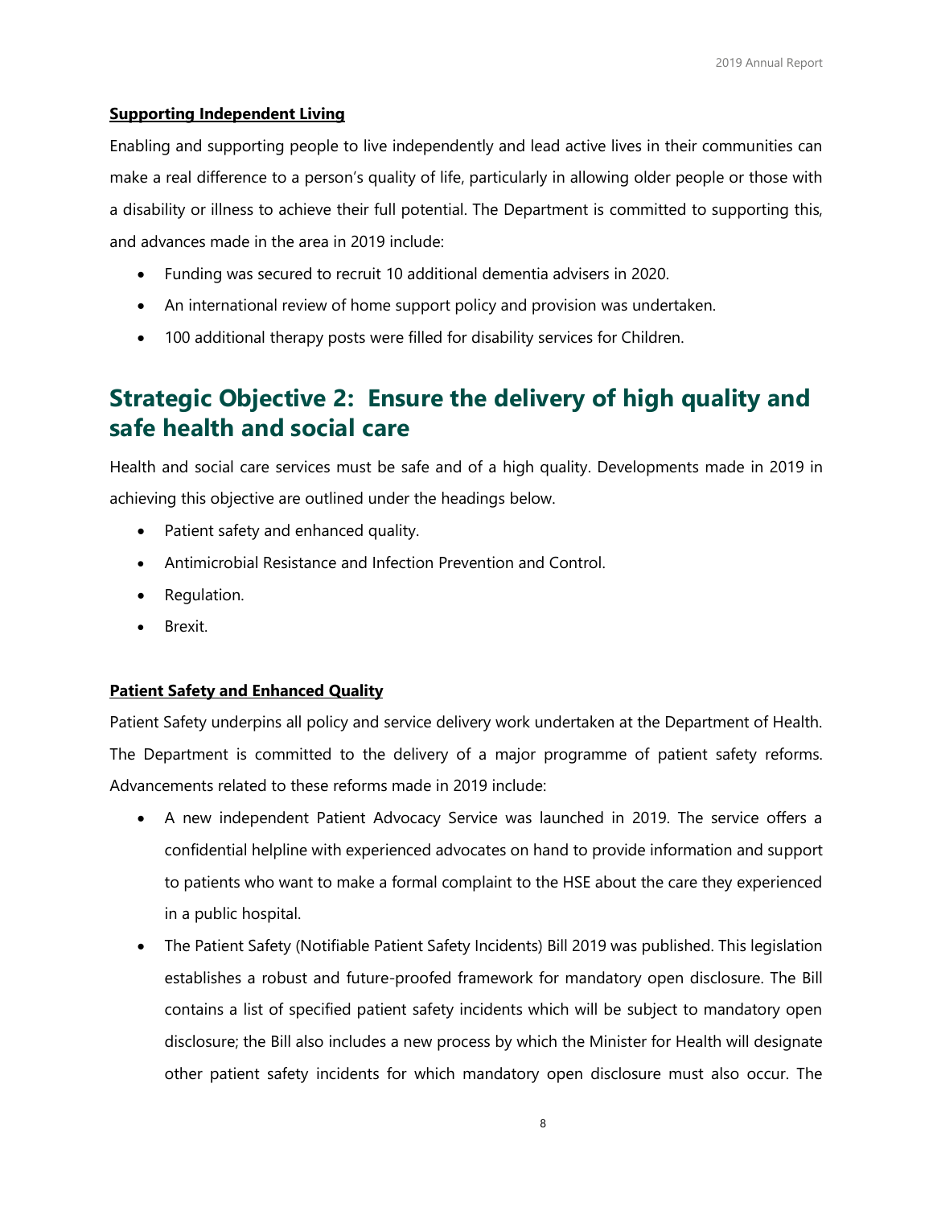**Supporting Independent Living**

Enabling and supporting people to live independently and lead active lives in their communities can make a real difference to a person's quality of life, particularly in allowing older people or those with a disability or illness to achieve their full potential. The Department is committed to supporting this, and advances made in the area in 2019 include:

- Funding was secured to recruit 10 additional dementia advisers in 2020.
- An international review of home support policy and provision was undertaken.
- 100 additional therapy posts were filled for disability services for Children.

## Strategic Objective 2: Ensure the delivery of high quality and safe health and social care

Health and social care services must be safe and of a high quality. Developments made in 2019 in achieving this objective are outlined under the headings below.

- Patient safety and enhanced quality.
- Antimicrobial Resistance and Infection Prevention and Control.
- Regulation.
- Brexit.

**Patient Safety and Enhanced Quality**

Patient Safety underpins all policy and service delivery work undertaken at the Department of Health. The Department is committed to the delivery of a major programme of patient safety reforms. Advancements related to these reforms made in 2019 include:

- A new independent Patient Advocacy Service was launched in 2019. The service offers a confidential helpline with experienced advocates on hand to provide information and support to patients who want to make a formal complaint to the HSE about the care they experienced in a public hospital.
- The Patient Safety (Notifiable Patient Safety Incidents) Bill 2019 was published. This legislation establishes a robust and future-proofed framework for mandatory open disclosure. The Bill contains a list of specified patient safety incidents which will be subject to mandatory open disclosure; the Bill also includes a new process by which the Minister for Health will designate other patient safety incidents for which mandatory open disclosure must also occur. The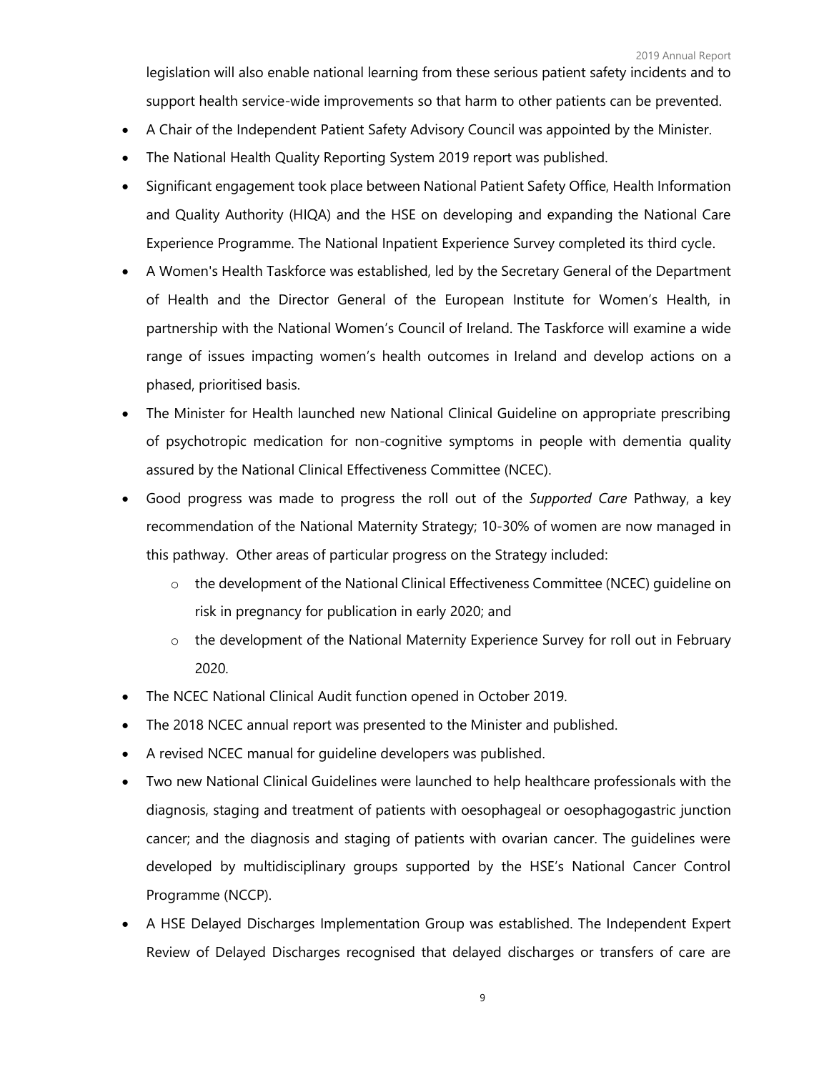legislation will also enable national learning from these serious patient safety incidents and to support health service-wide improvements so that harm to other patients can be prevented.

- A Chair of the Independent Patient Safety Advisory Council was appointed by the Minister.
- The National Health Quality Reporting System 2019 report was published.
- Significant engagement took place between National Patient Safety Office, Health Information and Quality Authority (HIQA) and the HSE on developing and expanding the National Care Experience Programme. The National Inpatient Experience Survey completed its third cycle.
- A Women's Health Taskforce was established, led by the Secretary General of the Department of Health and the Director General of the European Institute for Women's Health, in partnership with the National Women's Council of Ireland. The Taskforce will examine a wide range of issues impacting women's health outcomes in Ireland and develop actions on a phased, prioritised basis.
- The Minister for Health launched new National Clinical Guideline on appropriate prescribing of psychotropic medication for non-cognitive symptoms in people with dementia quality assured by the National Clinical Effectiveness Committee (NCEC).
- Good progress was made to progress the roll out of the *Supported Care* Pathway, a key recommendation of the National Maternity Strategy; 10-30% of women are now managed in this pathway. Other areas of particular progress on the Strategy included:
  - the development of the National Clinical Effectiveness Committee (NCEC) guideline on risk in pregnancy for publication in early 2020; and
  - the development of the National Maternity Experience Survey for roll out in February 2020.
- The NCEC National Clinical Audit function opened in October 2019.
- The 2018 NCEC annual report was presented to the Minister and published.
- A revised NCEC manual for guideline developers was published.
- Two new National Clinical Guidelines were launched to help healthcare professionals with the diagnosis, staging and treatment of patients with oesophageal or oesophagogastric junction cancer; and the diagnosis and staging of patients with ovarian cancer. The guidelines were developed by multidisciplinary groups supported by the HSE's National Cancer Control Programme (NCCP).
- A HSE Delayed Discharges Implementation Group was established. The Independent Expert Review of Delayed Discharges recognised that delayed discharges or transfers of care are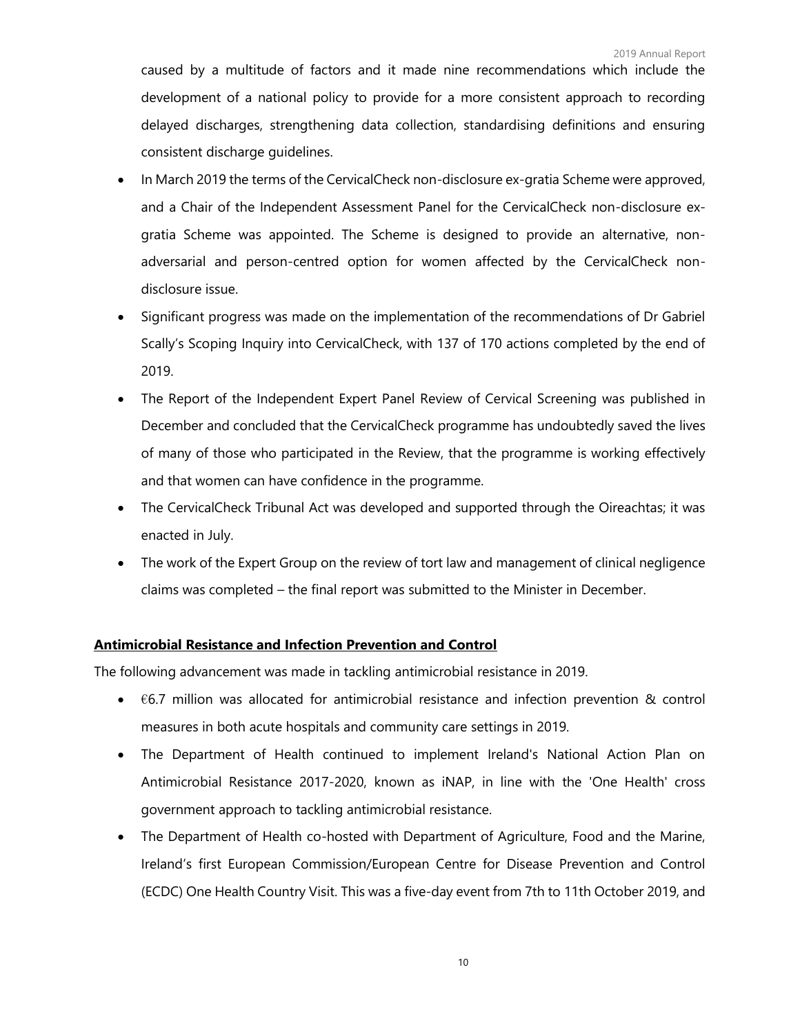caused by a multitude of factors and it made nine recommendations which include the development of a national policy to provide for a more consistent approach to recording delayed discharges, strengthening data collection, standardising definitions and ensuring consistent discharge guidelines.

- In March 2019 the terms of the CervicalCheck non-disclosure ex-gratia Scheme were approved, and a Chair of the Independent Assessment Panel for the CervicalCheck non-disclosure ex-gratia Scheme was appointed. The Scheme is designed to provide an alternative, non-adversarial and person-centred option for women affected by the CervicalCheck non-disclosure issue.
- Significant progress was made on the implementation of the recommendations of Dr Gabriel Scally's Scoping Inquiry into CervicalCheck, with 137 of 170 actions completed by the end of 2019.
- The Report of the Independent Expert Panel Review of Cervical Screening was published in December and concluded that the CervicalCheck programme has undoubtedly saved the lives of many of those who participated in the Review, that the programme is working effectively and that women can have confidence in the programme.
- The CervicalCheck Tribunal Act was developed and supported through the Oireachtas; it was enacted in July.
- The work of the Expert Group on the review of tort law and management of clinical negligence claims was completed – the final report was submitted to the Minister in December.

**Antimicrobial Resistance and Infection Prevention and Control**

The following advancement was made in tackling antimicrobial resistance in 2019.

- €6.7 million was allocated for antimicrobial resistance and infection prevention & control measures in both acute hospitals and community care settings in 2019.
- The Department of Health continued to implement Ireland's National Action Plan on Antimicrobial Resistance 2017-2020, known as iNAP, in line with the 'One Health' cross government approach to tackling antimicrobial resistance.
- The Department of Health co-hosted with Department of Agriculture, Food and the Marine, Ireland's first European Commission/European Centre for Disease Prevention and Control (ECDC) One Health Country Visit. This was a five-day event from 7th to 11th October 2019, and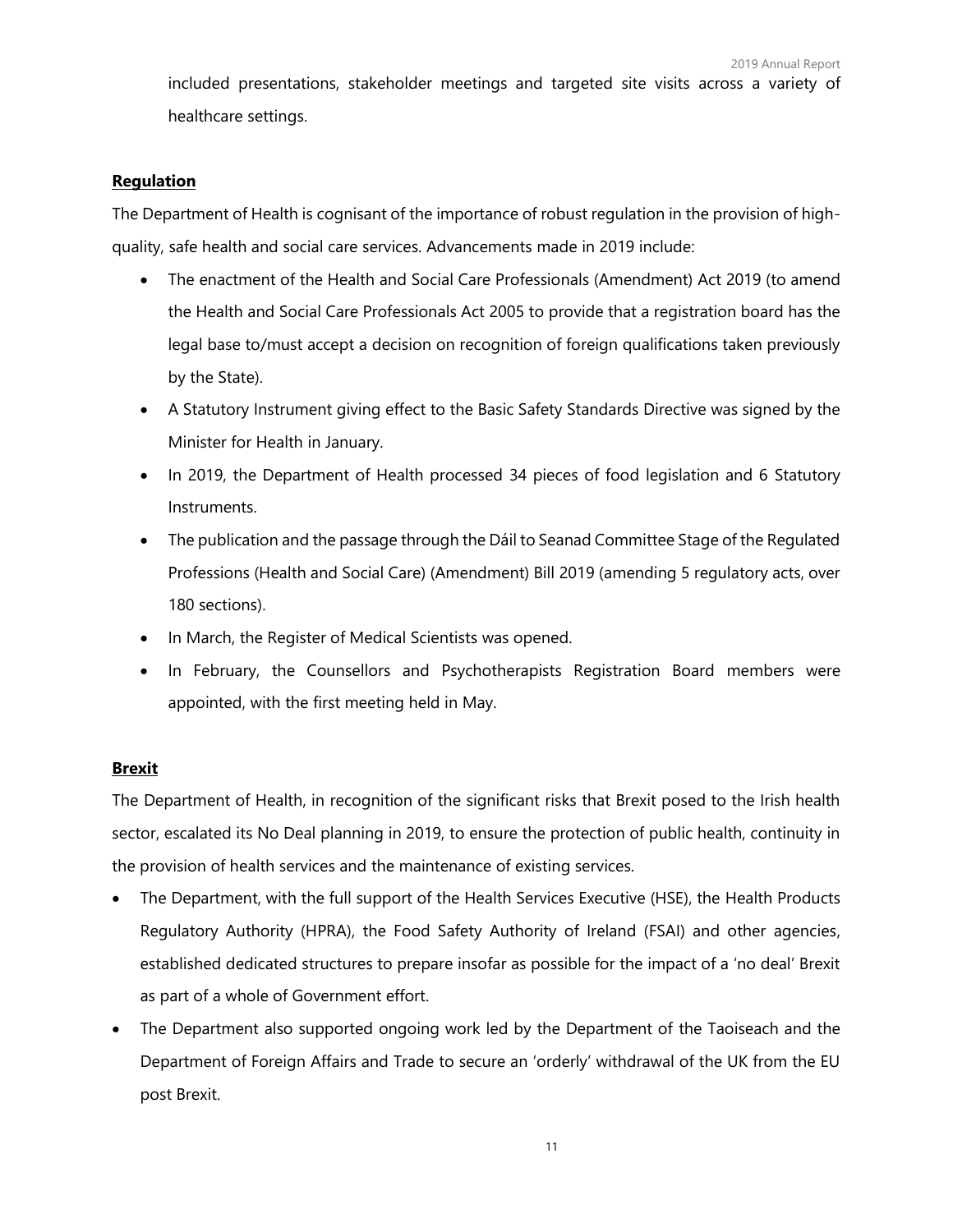included presentations, stakeholder meetings and targeted site visits across a variety of healthcare settings.

**Regulation**

The Department of Health is cognisant of the importance of robust regulation in the provision of high-quality, safe health and social care services. Advancements made in 2019 include:

- The enactment of the Health and Social Care Professionals (Amendment) Act 2019 (to amend the Health and Social Care Professionals Act 2005 to provide that a registration board has the legal base to/must accept a decision on recognition of foreign qualifications taken previously by the State).
- A Statutory Instrument giving effect to the Basic Safety Standards Directive was signed by the Minister for Health in January.
- In 2019, the Department of Health processed 34 pieces of food legislation and 6 Statutory Instruments.
- The publication and the passage through the Dáil to Seanad Committee Stage of the Regulated Professions (Health and Social Care) (Amendment) Bill 2019 (amending 5 regulatory acts, over 180 sections).
- In March, the Register of Medical Scientists was opened.
- In February, the Counsellors and Psychotherapists Registration Board members were appointed, with the first meeting held in May.

**Brexit**

The Department of Health, in recognition of the significant risks that Brexit posed to the Irish health sector, escalated its No Deal planning in 2019, to ensure the protection of public health, continuity in the provision of health services and the maintenance of existing services.

- The Department, with the full support of the Health Services Executive (HSE), the Health Products Regulatory Authority (HPRA), the Food Safety Authority of Ireland (FSAI) and other agencies, established dedicated structures to prepare insofar as possible for the impact of a 'no deal' Brexit as part of a whole of Government effort.
- The Department also supported ongoing work led by the Department of the Taoiseach and the Department of Foreign Affairs and Trade to secure an 'orderly' withdrawal of the UK from the EU post Brexit.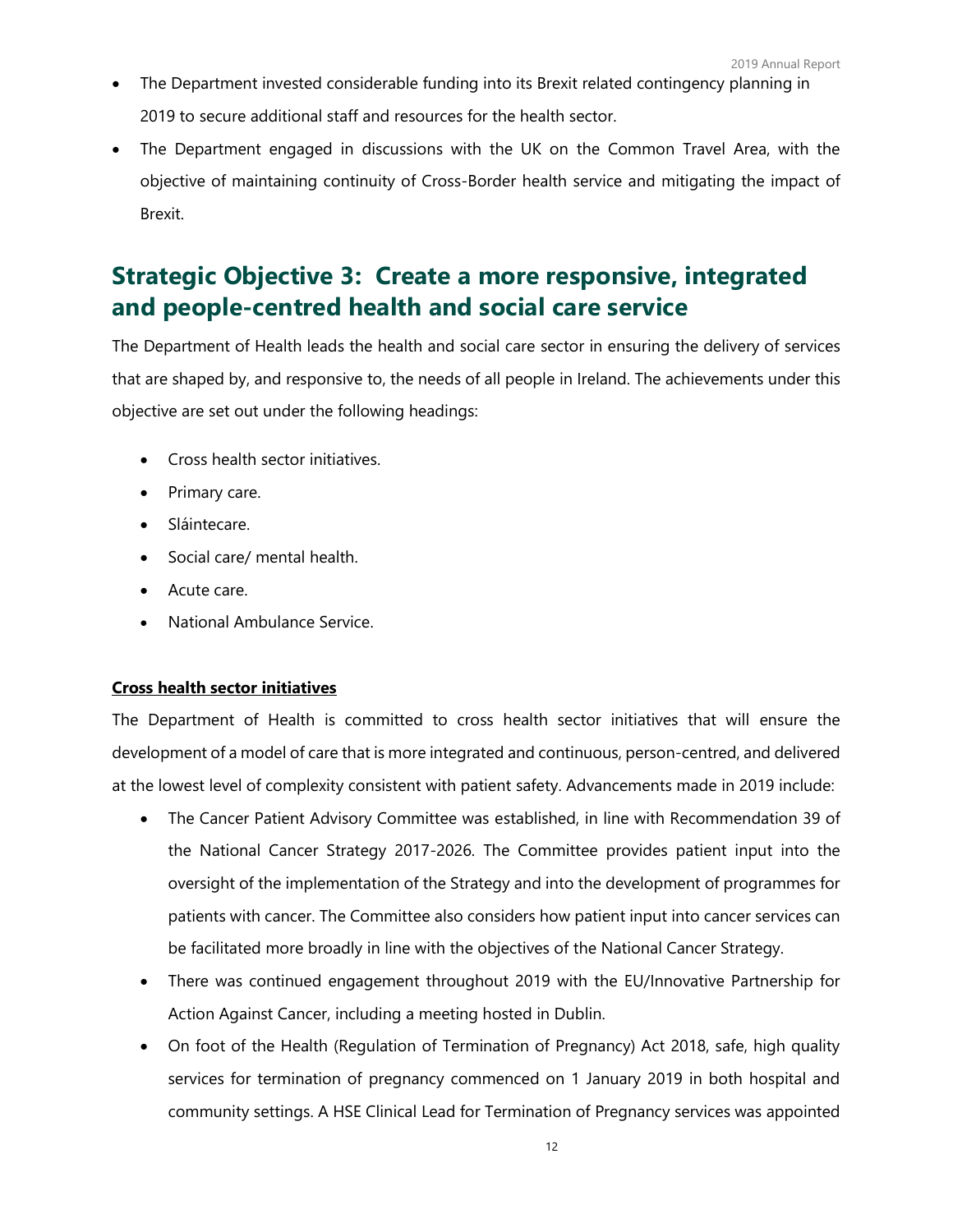- The Department invested considerable funding into its Brexit related contingency planning in 2019 to secure additional staff and resources for the health sector.
- The Department engaged in discussions with the UK on the Common Travel Area, with the objective of maintaining continuity of Cross-Border health service and mitigating the impact of Brexit.

## Strategic Objective 3: Create a more responsive, integrated and people-centred health and social care service

The Department of Health leads the health and social care sector in ensuring the delivery of services that are shaped by, and responsive to, the needs of all people in Ireland. The achievements under this objective are set out under the following headings:

- Cross health sector initiatives.
- Primary care.
- Sláintecare.
- Social care/ mental health.
- Acute care.
- National Ambulance Service.

**Cross health sector initiatives**

The Department of Health is committed to cross health sector initiatives that will ensure the development of a model of care that is more integrated and continuous, person-centred, and delivered at the lowest level of complexity consistent with patient safety. Advancements made in 2019 include:

- The Cancer Patient Advisory Committee was established, in line with Recommendation 39 of the National Cancer Strategy 2017-2026. The Committee provides patient input into the oversight of the implementation of the Strategy and into the development of programmes for patients with cancer. The Committee also considers how patient input into cancer services can be facilitated more broadly in line with the objectives of the National Cancer Strategy.
- There was continued engagement throughout 2019 with the EU/Innovative Partnership for Action Against Cancer, including a meeting hosted in Dublin.
- On foot of the Health (Regulation of Termination of Pregnancy) Act 2018, safe, high quality services for termination of pregnancy commenced on 1 January 2019 in both hospital and community settings. A HSE Clinical Lead for Termination of Pregnancy services was appointed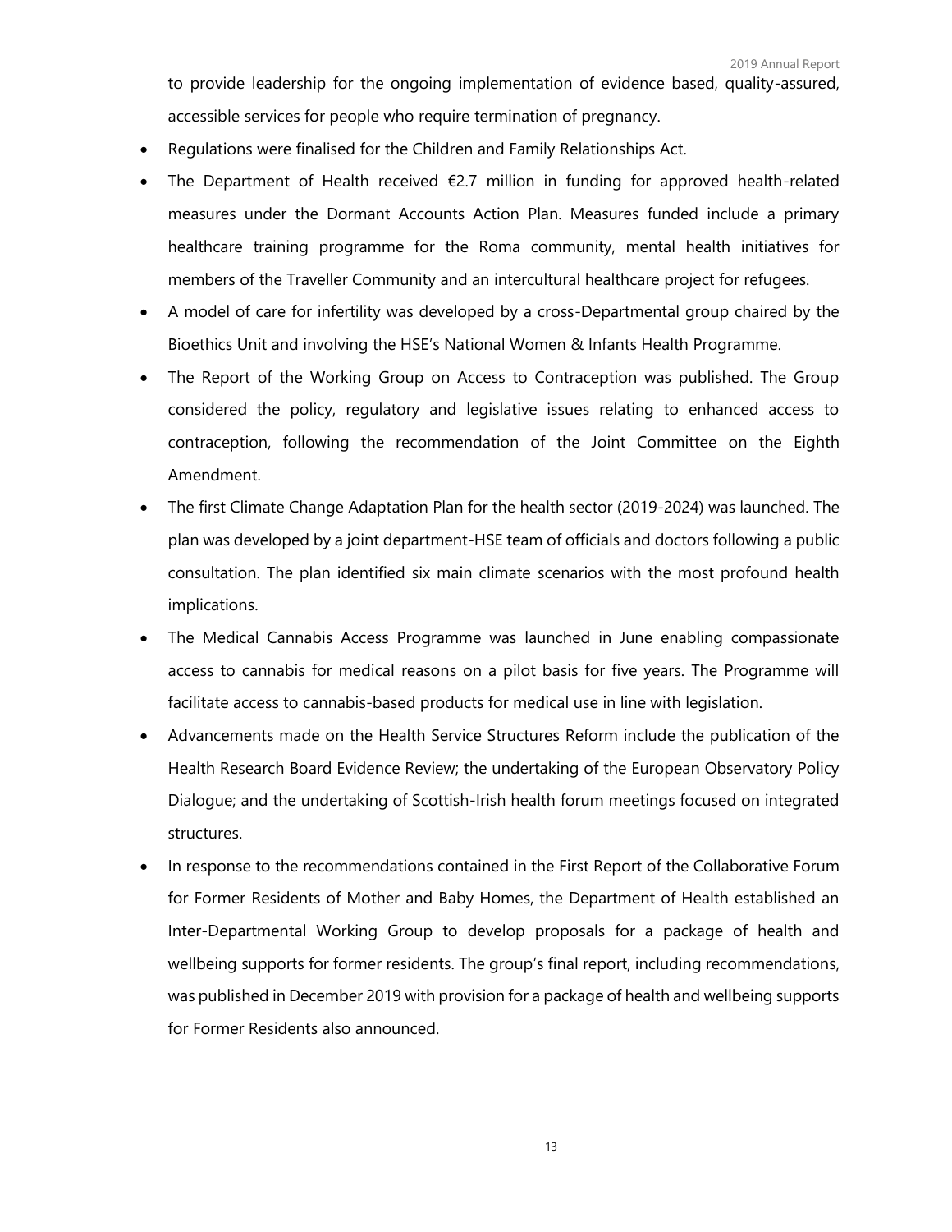to provide leadership for the ongoing implementation of evidence based, quality-assured, accessible services for people who require termination of pregnancy.

- Regulations were finalised for the Children and Family Relationships Act.
- The Department of Health received €2.7 million in funding for approved health-related measures under the Dormant Accounts Action Plan. Measures funded include a primary healthcare training programme for the Roma community, mental health initiatives for members of the Traveller Community and an intercultural healthcare project for refugees.
- A model of care for infertility was developed by a cross-Departmental group chaired by the Bioethics Unit and involving the HSE's National Women & Infants Health Programme.
- The Report of the Working Group on Access to Contraception was published. The Group considered the policy, regulatory and legislative issues relating to enhanced access to contraception, following the recommendation of the Joint Committee on the Eighth Amendment.
- The first Climate Change Adaptation Plan for the health sector (2019-2024) was launched. The plan was developed by a joint department-HSE team of officials and doctors following a public consultation. The plan identified six main climate scenarios with the most profound health implications.
- The Medical Cannabis Access Programme was launched in June enabling compassionate access to cannabis for medical reasons on a pilot basis for five years. The Programme will facilitate access to cannabis-based products for medical use in line with legislation.
- Advancements made on the Health Service Structures Reform include the publication of the Health Research Board Evidence Review; the undertaking of the European Observatory Policy Dialogue; and the undertaking of Scottish-Irish health forum meetings focused on integrated structures.
- In response to the recommendations contained in the First Report of the Collaborative Forum for Former Residents of Mother and Baby Homes, the Department of Health established an Inter-Departmental Working Group to develop proposals for a package of health and wellbeing supports for former residents. The group's final report, including recommendations, was published in December 2019 with provision for a package of health and wellbeing supports for Former Residents also announced.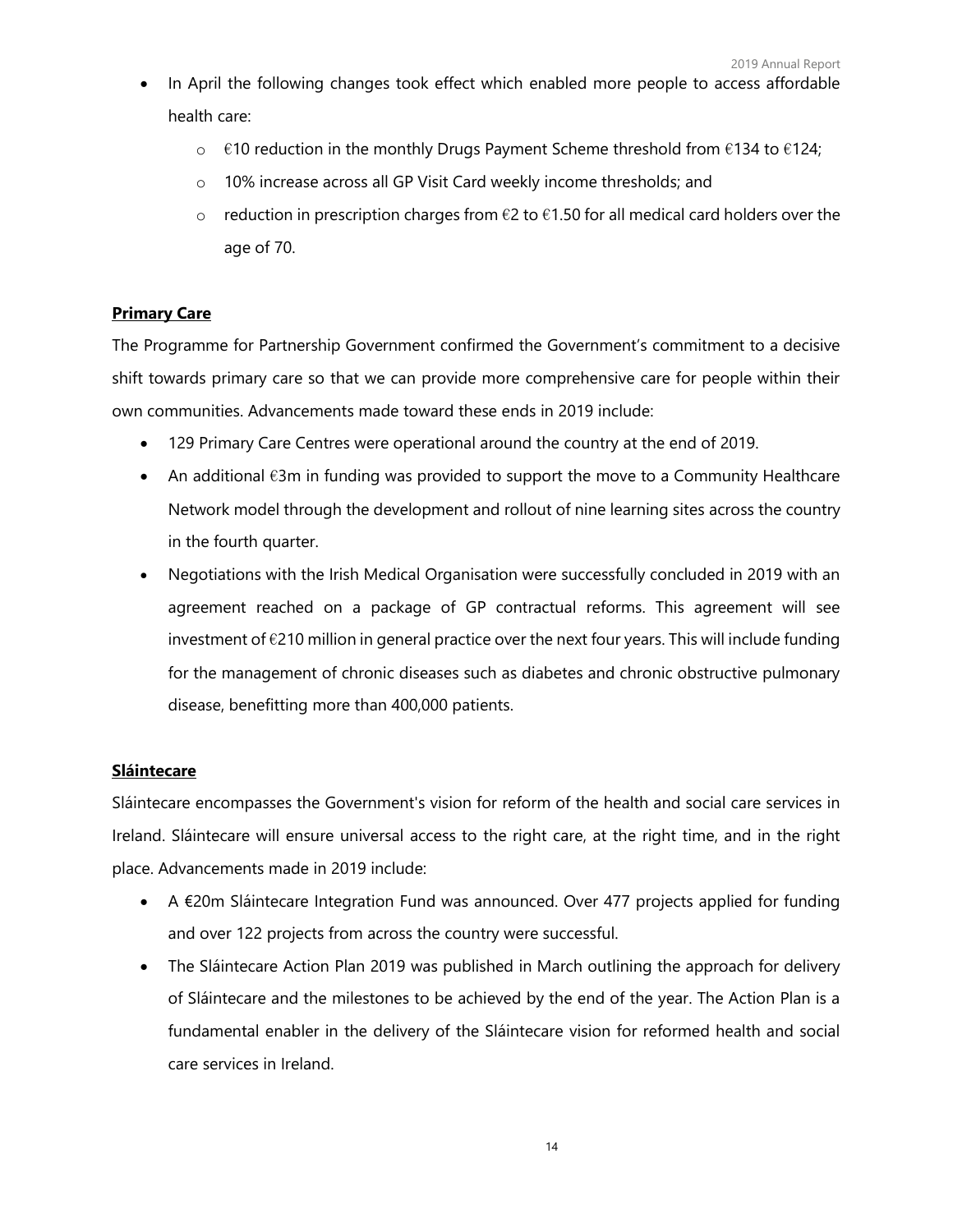- In April the following changes took effect which enabled more people to access affordable health care:
  - €10 reduction in the monthly Drugs Payment Scheme threshold from €134 to €124;
  - 10% increase across all GP Visit Card weekly income thresholds; and
  - reduction in prescription charges from €2 to €1.50 for all medical card holders over the age of 70.

**Primary Care**

The Programme for Partnership Government confirmed the Government's commitment to a decisive shift towards primary care so that we can provide more comprehensive care for people within their own communities. Advancements made toward these ends in 2019 include:

- 129 Primary Care Centres were operational around the country at the end of 2019.
- An additional €3m in funding was provided to support the move to a Community Healthcare Network model through the development and rollout of nine learning sites across the country in the fourth quarter.
- Negotiations with the Irish Medical Organisation were successfully concluded in 2019 with an agreement reached on a package of GP contractual reforms. This agreement will see investment of €210 million in general practice over the next four years. This will include funding for the management of chronic diseases such as diabetes and chronic obstructive pulmonary disease, benefitting more than 400,000 patients.

**Sláintecare**

Sláintecare encompasses the Government's vision for reform of the health and social care services in Ireland. Sláintecare will ensure universal access to the right care, at the right time, and in the right place. Advancements made in 2019 include:

- A €20m Sláintecare Integration Fund was announced. Over 477 projects applied for funding and over 122 projects from across the country were successful.
- The Sláintecare Action Plan 2019 was published in March outlining the approach for delivery of Sláintecare and the milestones to be achieved by the end of the year. The Action Plan is a fundamental enabler in the delivery of the Sláintecare vision for reformed health and social care services in Ireland.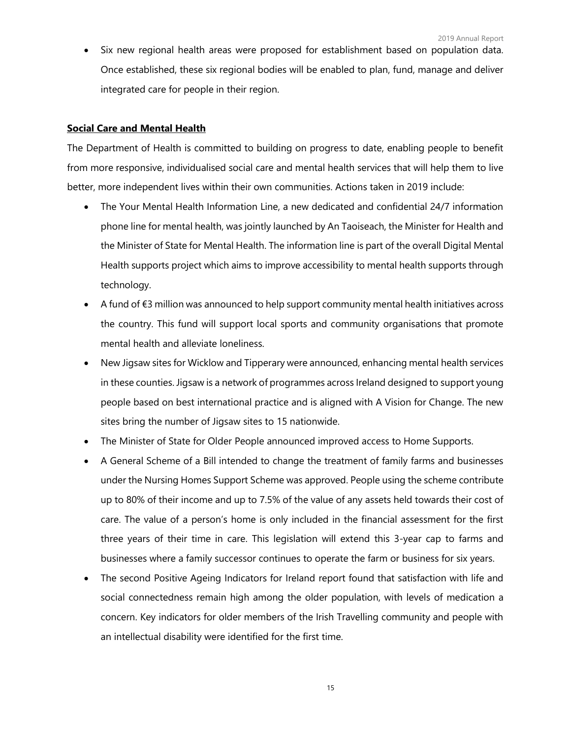- Six new regional health areas were proposed for establishment based on population data. Once established, these six regional bodies will be enabled to plan, fund, manage and deliver integrated care for people in their region.

**Social Care and Mental Health**

The Department of Health is committed to building on progress to date, enabling people to benefit from more responsive, individualised social care and mental health services that will help them to live better, more independent lives within their own communities. Actions taken in 2019 include:

- The Your Mental Health Information Line, a new dedicated and confidential 24/7 information phone line for mental health, was jointly launched by An Taoiseach, the Minister for Health and the Minister of State for Mental Health. The information line is part of the overall Digital Mental Health supports project which aims to improve accessibility to mental health supports through technology.
- A fund of €3 million was announced to help support community mental health initiatives across the country. This fund will support local sports and community organisations that promote mental health and alleviate loneliness.
- New Jigsaw sites for Wicklow and Tipperary were announced, enhancing mental health services in these counties. Jigsaw is a network of programmes across Ireland designed to support young people based on best international practice and is aligned with A Vision for Change. The new sites bring the number of Jigsaw sites to 15 nationwide.
- The Minister of State for Older People announced improved access to Home Supports.
- A General Scheme of a Bill intended to change the treatment of family farms and businesses under the Nursing Homes Support Scheme was approved. People using the scheme contribute up to 80% of their income and up to 7.5% of the value of any assets held towards their cost of care. The value of a person's home is only included in the financial assessment for the first three years of their time in care. This legislation will extend this 3-year cap to farms and businesses where a family successor continues to operate the farm or business for six years.
- The second Positive Ageing Indicators for Ireland report found that satisfaction with life and social connectedness remain high among the older population, with levels of medication a concern. Key indicators for older members of the Irish Travelling community and people with an intellectual disability were identified for the first time.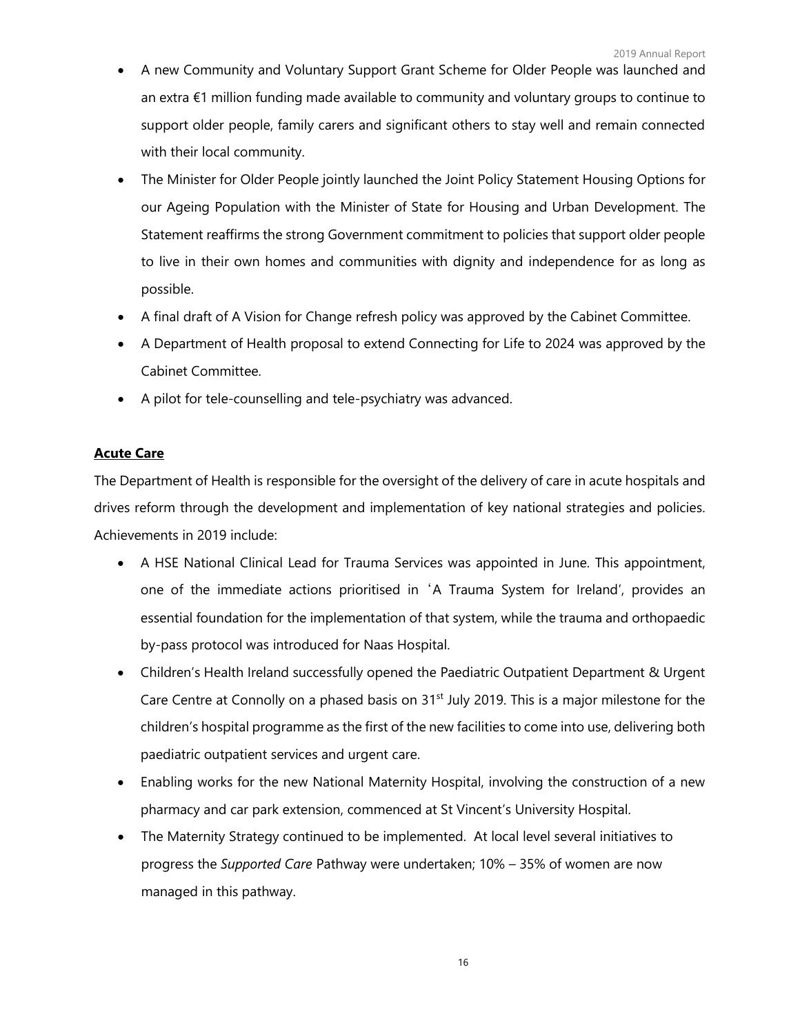- A new Community and Voluntary Support Grant Scheme for Older People was launched and an extra €1 million funding made available to community and voluntary groups to continue to support older people, family carers and significant others to stay well and remain connected with their local community.
- The Minister for Older People jointly launched the Joint Policy Statement Housing Options for our Ageing Population with the Minister of State for Housing and Urban Development. The Statement reaffirms the strong Government commitment to policies that support older people to live in their own homes and communities with dignity and independence for as long as possible.
- A final draft of A Vision for Change refresh policy was approved by the Cabinet Committee.
- A Department of Health proposal to extend Connecting for Life to 2024 was approved by the Cabinet Committee.
- A pilot for tele-counselling and tele-psychiatry was advanced.

## **Acute Care**

The Department of Health is responsible for the oversight of the delivery of care in acute hospitals and drives reform through the development and implementation of key national strategies and policies. Achievements in 2019 include:

- A HSE National Clinical Lead for Trauma Services was appointed in June. This appointment, one of the immediate actions prioritised in 'A Trauma System for Ireland', provides an essential foundation for the implementation of that system, while the trauma and orthopaedic by-pass protocol was introduced for Naas Hospital.
- Children's Health Ireland successfully opened the Paediatric Outpatient Department & Urgent Care Centre at Connolly on a phased basis on 31st July 2019. This is a major milestone for the children's hospital programme as the first of the new facilities to come into use, delivering both paediatric outpatient services and urgent care.
- Enabling works for the new National Maternity Hospital, involving the construction of a new pharmacy and car park extension, commenced at St Vincent's University Hospital.
- The Maternity Strategy continued to be implemented. At local level several initiatives to progress the *Supported Care* Pathway were undertaken; 10% – 35% of women are now managed in this pathway.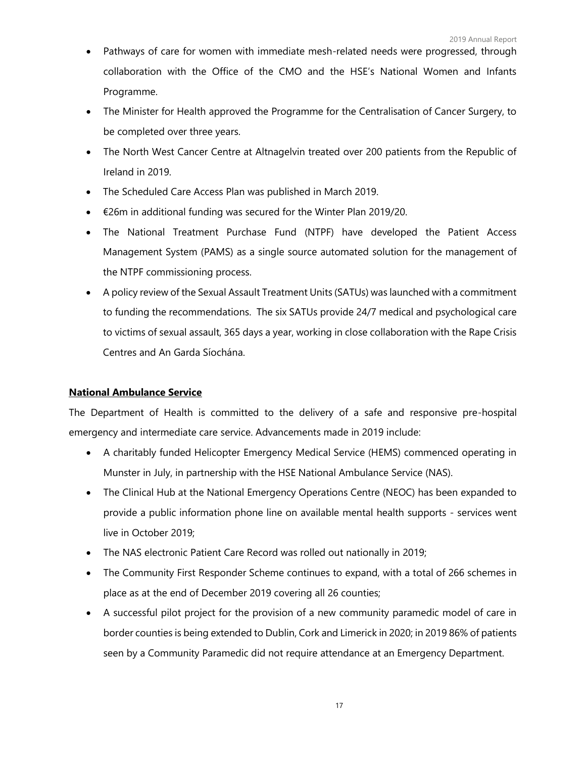- Pathways of care for women with immediate mesh-related needs were progressed, through collaboration with the Office of the CMO and the HSE's National Women and Infants Programme.
- The Minister for Health approved the Programme for the Centralisation of Cancer Surgery, to be completed over three years.
- The North West Cancer Centre at Altnagelvin treated over 200 patients from the Republic of Ireland in 2019.
- The Scheduled Care Access Plan was published in March 2019.
- €26m in additional funding was secured for the Winter Plan 2019/20.
- The National Treatment Purchase Fund (NTPF) have developed the Patient Access Management System (PAMS) as a single source automated solution for the management of the NTPF commissioning process.
- A policy review of the Sexual Assault Treatment Units (SATUs) was launched with a commitment to funding the recommendations. The six SATUs provide 24/7 medical and psychological care to victims of sexual assault, 365 days a year, working in close collaboration with the Rape Crisis Centres and An Garda Síochána.

**National Ambulance Service**

The Department of Health is committed to the delivery of a safe and responsive pre-hospital emergency and intermediate care service. Advancements made in 2019 include:

- A charitably funded Helicopter Emergency Medical Service (HEMS) commenced operating in Munster in July, in partnership with the HSE National Ambulance Service (NAS).
- The Clinical Hub at the National Emergency Operations Centre (NEOC) has been expanded to provide a public information phone line on available mental health supports - services went live in October 2019;
- The NAS electronic Patient Care Record was rolled out nationally in 2019;
- The Community First Responder Scheme continues to expand, with a total of 266 schemes in place as at the end of December 2019 covering all 26 counties;
- A successful pilot project for the provision of a new community paramedic model of care in border counties is being extended to Dublin, Cork and Limerick in 2020; in 2019 86% of patients seen by a Community Paramedic did not require attendance at an Emergency Department.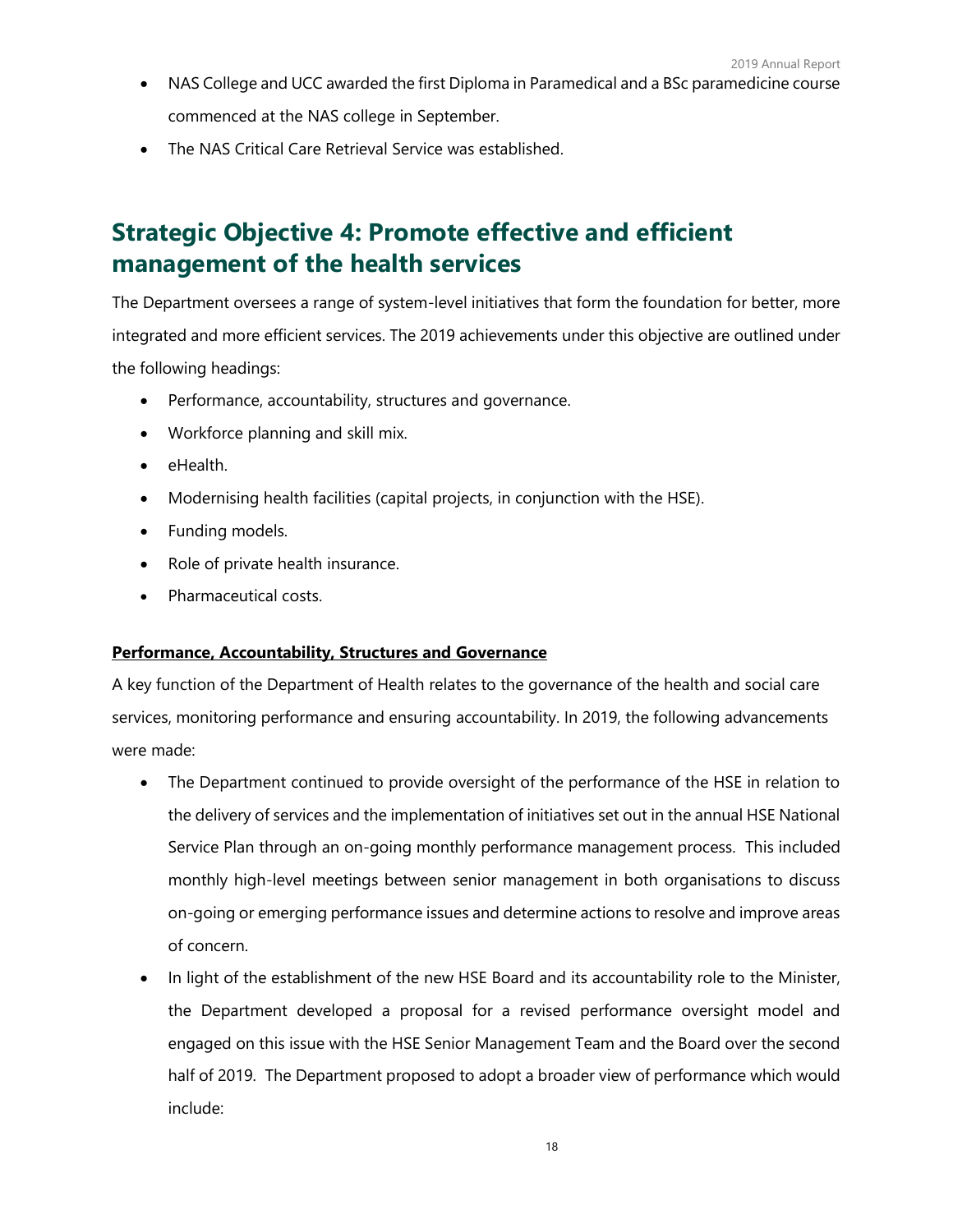- NAS College and UCC awarded the first Diploma in Paramedical and a BSc paramedicine course commenced at the NAS college in September.
- The NAS Critical Care Retrieval Service was established.

## Strategic Objective 4: Promote effective and efficient management of the health services

The Department oversees a range of system-level initiatives that form the foundation for better, more integrated and more efficient services. The 2019 achievements under this objective are outlined under the following headings:

- Performance, accountability, structures and governance.
- Workforce planning and skill mix.
- eHealth.
- Modernising health facilities (capital projects, in conjunction with the HSE).
- Funding models.
- Role of private health insurance.
- Pharmaceutical costs.

**Performance, Accountability, Structures and Governance**

A key function of the Department of Health relates to the governance of the health and social care services, monitoring performance and ensuring accountability. In 2019, the following advancements were made:

- The Department continued to provide oversight of the performance of the HSE in relation to the delivery of services and the implementation of initiatives set out in the annual HSE National Service Plan through an on-going monthly performance management process. This included monthly high-level meetings between senior management in both organisations to discuss on-going or emerging performance issues and determine actions to resolve and improve areas of concern.
- In light of the establishment of the new HSE Board and its accountability role to the Minister, the Department developed a proposal for a revised performance oversight model and engaged on this issue with the HSE Senior Management Team and the Board over the second half of 2019. The Department proposed to adopt a broader view of performance which would include: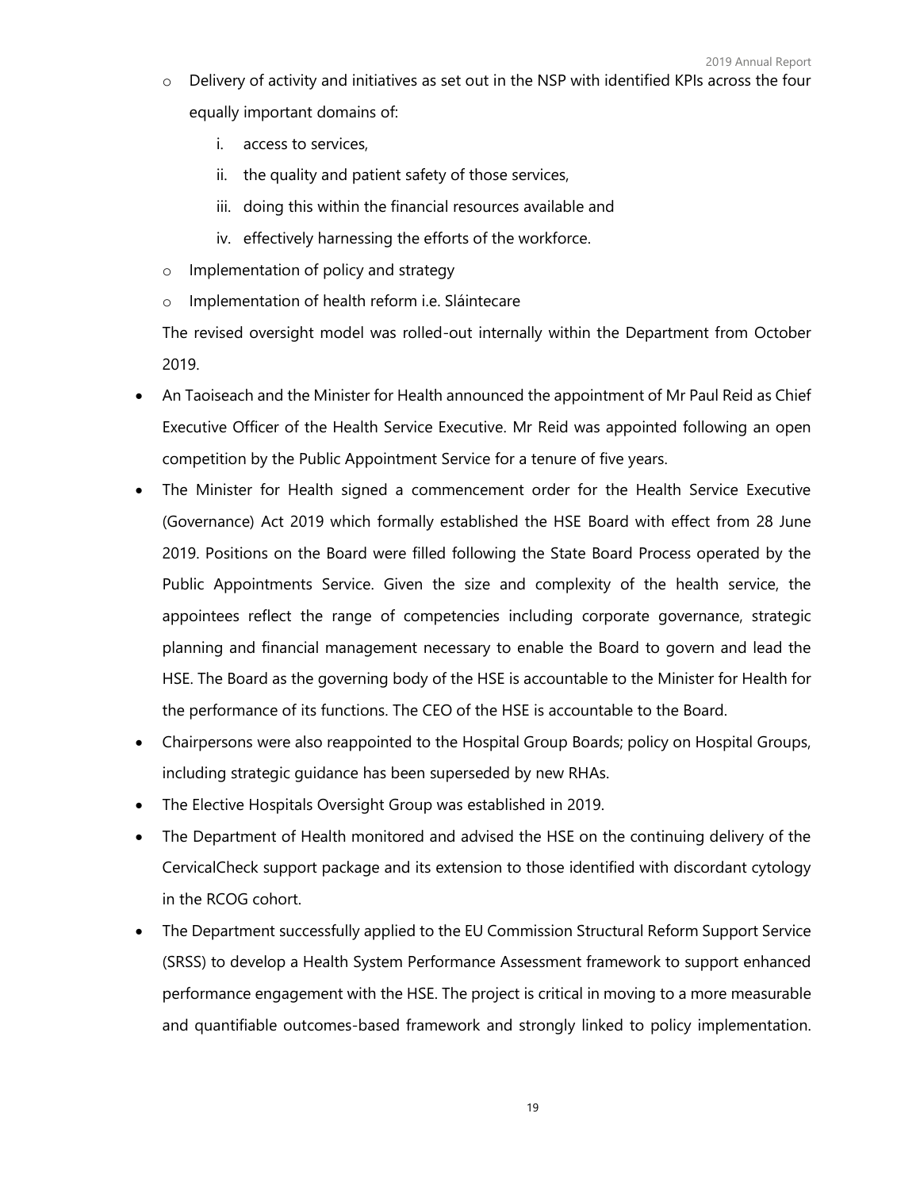- Delivery of activity and initiatives as set out in the NSP with identified KPIs across the four equally important domains of:
    1. access to services,
    2. the quality and patient safety of those services,
    3. doing this within the financial resources available and
    4. effectively harnessing the efforts of the workforce.
  - Implementation of policy and strategy
  - Implementation of health reform i.e. Sláintecare

  The revised oversight model was rolled-out internally within the Department from October 2019.

- An Taoiseach and the Minister for Health announced the appointment of Mr Paul Reid as Chief Executive Officer of the Health Service Executive. Mr Reid was appointed following an open competition by the Public Appointment Service for a tenure of five years.
- The Minister for Health signed a commencement order for the Health Service Executive (Governance) Act 2019 which formally established the HSE Board with effect from 28 June 2019. Positions on the Board were filled following the State Board Process operated by the Public Appointments Service. Given the size and complexity of the health service, the appointees reflect the range of competencies including corporate governance, strategic planning and financial management necessary to enable the Board to govern and lead the HSE. The Board as the governing body of the HSE is accountable to the Minister for Health for the performance of its functions. The CEO of the HSE is accountable to the Board.
- Chairpersons were also reappointed to the Hospital Group Boards; policy on Hospital Groups, including strategic guidance has been superseded by new RHAs.
- The Elective Hospitals Oversight Group was established in 2019.
- The Department of Health monitored and advised the HSE on the continuing delivery of the CervicalCheck support package and its extension to those identified with discordant cytology in the RCOG cohort.
- The Department successfully applied to the EU Commission Structural Reform Support Service (SRSS) to develop a Health System Performance Assessment framework to support enhanced performance engagement with the HSE. The project is critical in moving to a more measurable and quantifiable outcomes-based framework and strongly linked to policy implementation.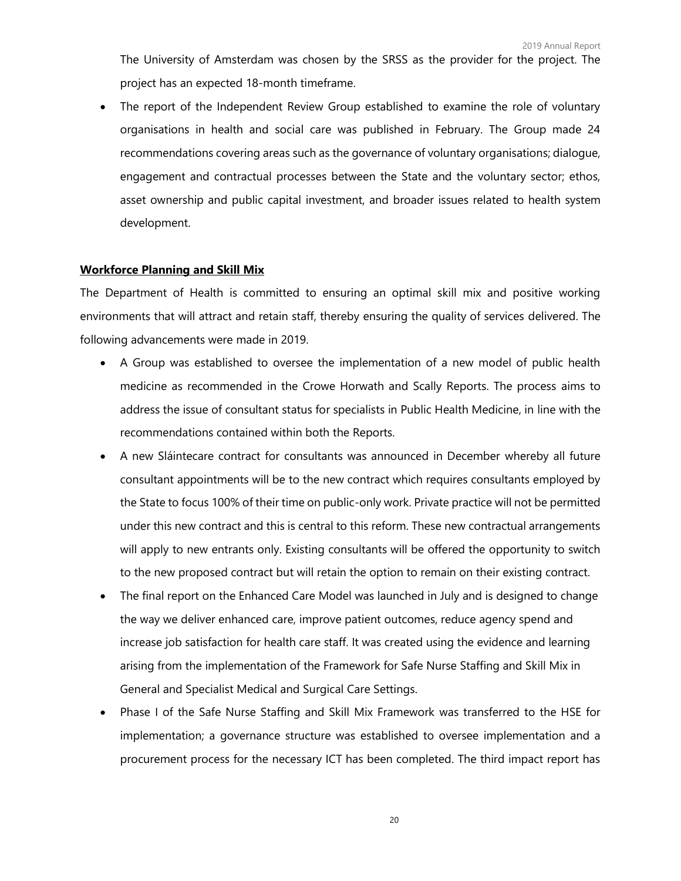The University of Amsterdam was chosen by the SRSS as the provider for the project. The project has an expected 18-month timeframe.

- The report of the Independent Review Group established to examine the role of voluntary organisations in health and social care was published in February. The Group made 24 recommendations covering areas such as the governance of voluntary organisations; dialogue, engagement and contractual processes between the State and the voluntary sector; ethos, asset ownership and public capital investment, and broader issues related to health system development.

**Workforce Planning and Skill Mix**

The Department of Health is committed to ensuring an optimal skill mix and positive working environments that will attract and retain staff, thereby ensuring the quality of services delivered. The following advancements were made in 2019.

- A Group was established to oversee the implementation of a new model of public health medicine as recommended in the Crowe Horwath and Scally Reports. The process aims to address the issue of consultant status for specialists in Public Health Medicine, in line with the recommendations contained within both the Reports.
- A new Sláintecare contract for consultants was announced in December whereby all future consultant appointments will be to the new contract which requires consultants employed by the State to focus 100% of their time on public-only work. Private practice will not be permitted under this new contract and this is central to this reform. These new contractual arrangements will apply to new entrants only. Existing consultants will be offered the opportunity to switch to the new proposed contract but will retain the option to remain on their existing contract.
- The final report on the Enhanced Care Model was launched in July and is designed to change the way we deliver enhanced care, improve patient outcomes, reduce agency spend and increase job satisfaction for health care staff. It was created using the evidence and learning arising from the implementation of the Framework for Safe Nurse Staffing and Skill Mix in General and Specialist Medical and Surgical Care Settings.
- Phase I of the Safe Nurse Staffing and Skill Mix Framework was transferred to the HSE for implementation; a governance structure was established to oversee implementation and a procurement process for the necessary ICT has been completed. The third impact report has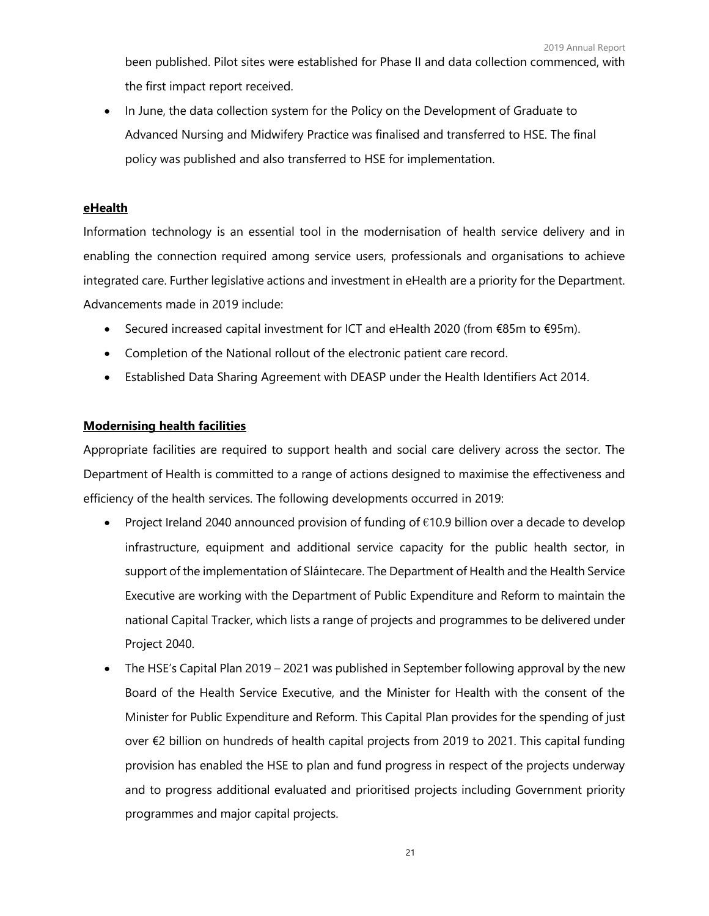been published. Pilot sites were established for Phase II and data collection commenced, with the first impact report received.

- In June, the data collection system for the Policy on the Development of Graduate to Advanced Nursing and Midwifery Practice was finalised and transferred to HSE. The final policy was published and also transferred to HSE for implementation.

**eHealth**

Information technology is an essential tool in the modernisation of health service delivery and in enabling the connection required among service users, professionals and organisations to achieve integrated care. Further legislative actions and investment in eHealth are a priority for the Department. Advancements made in 2019 include:

- Secured increased capital investment for ICT and eHealth 2020 (from €85m to €95m).
- Completion of the National rollout of the electronic patient care record.
- Established Data Sharing Agreement with DEASP under the Health Identifiers Act 2014.

**Modernising health facilities**

Appropriate facilities are required to support health and social care delivery across the sector. The Department of Health is committed to a range of actions designed to maximise the effectiveness and efficiency of the health services. The following developments occurred in 2019:

- Project Ireland 2040 announced provision of funding of €10.9 billion over a decade to develop infrastructure, equipment and additional service capacity for the public health sector, in support of the implementation of Sláintecare. The Department of Health and the Health Service Executive are working with the Department of Public Expenditure and Reform to maintain the national Capital Tracker, which lists a range of projects and programmes to be delivered under Project 2040.
- The HSE's Capital Plan 2019 – 2021 was published in September following approval by the new Board of the Health Service Executive, and the Minister for Health with the consent of the Minister for Public Expenditure and Reform. This Capital Plan provides for the spending of just over €2 billion on hundreds of health capital projects from 2019 to 2021. This capital funding provision has enabled the HSE to plan and fund progress in respect of the projects underway and to progress additional evaluated and prioritised projects including Government priority programmes and major capital projects.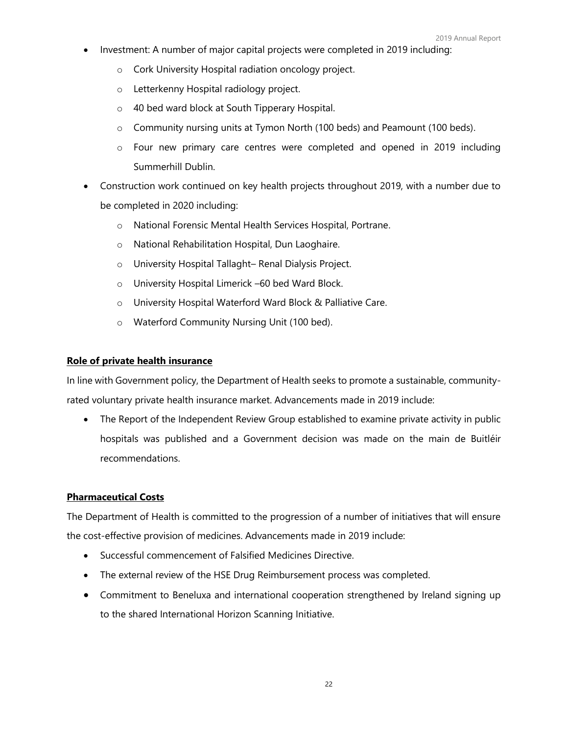- Investment: A number of major capital projects were completed in 2019 including:
  - Cork University Hospital radiation oncology project.
  - Letterkenny Hospital radiology project.
  - 40 bed ward block at South Tipperary Hospital.
  - Community nursing units at Tymon North (100 beds) and Peamount (100 beds).
  - Four new primary care centres were completed and opened in 2019 including Summerhill Dublin.
- Construction work continued on key health projects throughout 2019, with a number due to be completed in 2020 including:
  - National Forensic Mental Health Services Hospital, Portrane.
  - National Rehabilitation Hospital, Dun Laoghaire.
  - University Hospital Tallaght– Renal Dialysis Project.
  - University Hospital Limerick –60 bed Ward Block.
  - University Hospital Waterford Ward Block & Palliative Care.
  - Waterford Community Nursing Unit (100 bed).

**Role of private health insurance**

In line with Government policy, the Department of Health seeks to promote a sustainable, community-rated voluntary private health insurance market. Advancements made in 2019 include:

- The Report of the Independent Review Group established to examine private activity in public hospitals was published and a Government decision was made on the main de Buitléir recommendations.

**Pharmaceutical Costs**

The Department of Health is committed to the progression of a number of initiatives that will ensure the cost-effective provision of medicines. Advancements made in 2019 include:

- Successful commencement of Falsified Medicines Directive.
- The external review of the HSE Drug Reimbursement process was completed.
- Commitment to Beneluxa and international cooperation strengthened by Ireland signing up to the shared International Horizon Scanning Initiative.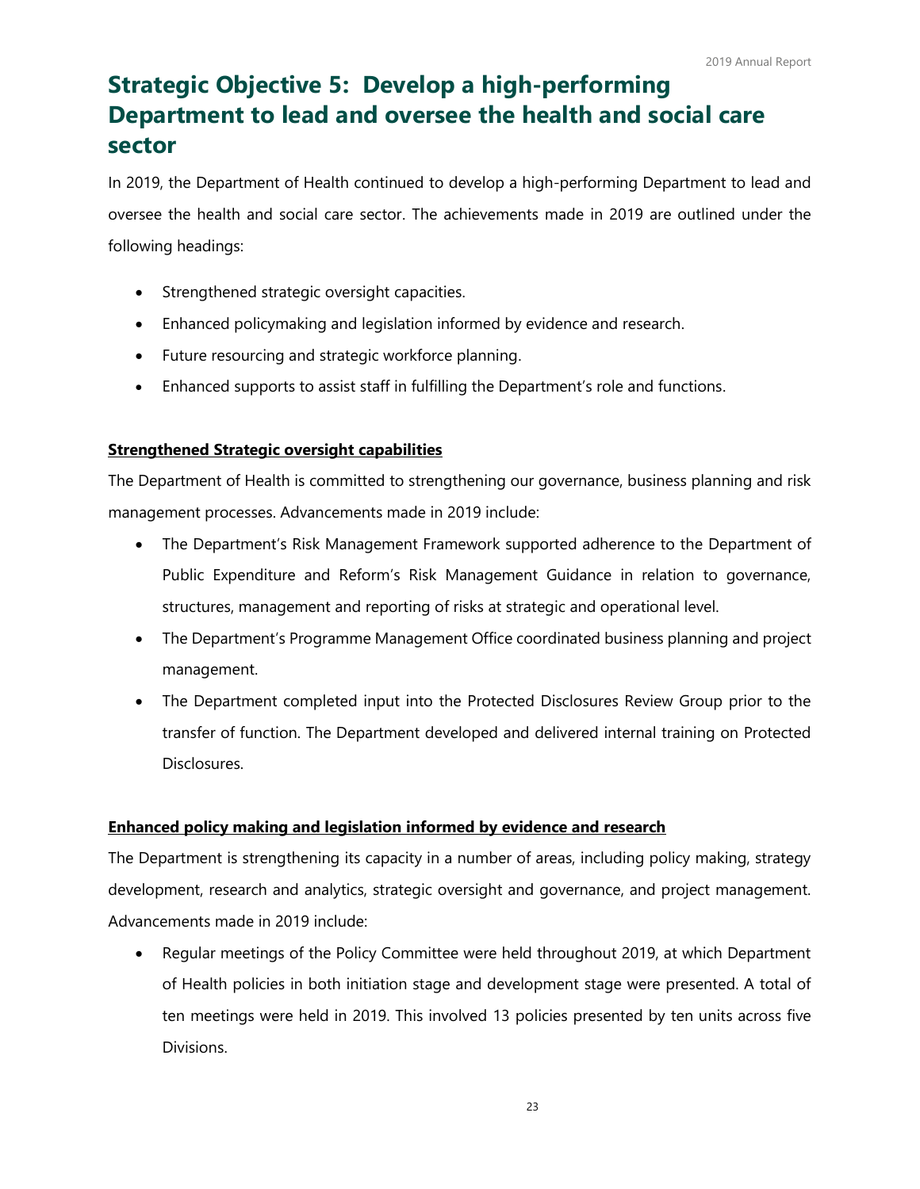# Strategic Objective 5: Develop a high-performing Department to lead and oversee the health and social care sector

In 2019, the Department of Health continued to develop a high-performing Department to lead and oversee the health and social care sector. The achievements made in 2019 are outlined under the following headings:

- Strengthened strategic oversight capacities.
- Enhanced policymaking and legislation informed by evidence and research.
- Future resourcing and strategic workforce planning.
- Enhanced supports to assist staff in fulfilling the Department's role and functions.

**Strengthened Strategic oversight capabilities**

The Department of Health is committed to strengthening our governance, business planning and risk management processes. Advancements made in 2019 include:

- The Department's Risk Management Framework supported adherence to the Department of Public Expenditure and Reform's Risk Management Guidance in relation to governance, structures, management and reporting of risks at strategic and operational level.
- The Department's Programme Management Office coordinated business planning and project management.
- The Department completed input into the Protected Disclosures Review Group prior to the transfer of function. The Department developed and delivered internal training on Protected Disclosures.

**Enhanced policy making and legislation informed by evidence and research**

The Department is strengthening its capacity in a number of areas, including policy making, strategy development, research and analytics, strategic oversight and governance, and project management. Advancements made in 2019 include:

- Regular meetings of the Policy Committee were held throughout 2019, at which Department of Health policies in both initiation stage and development stage were presented. A total of ten meetings were held in 2019. This involved 13 policies presented by ten units across five Divisions.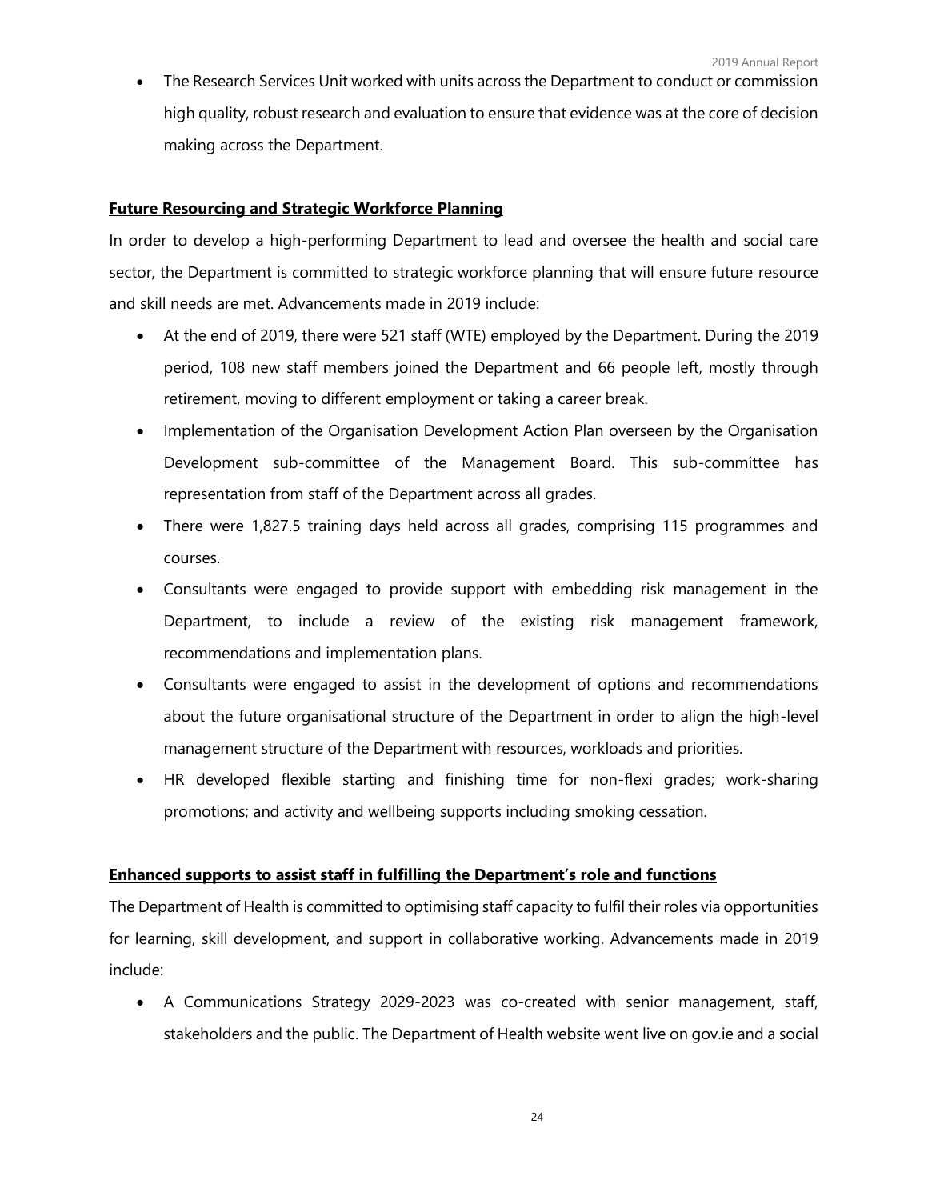- The Research Services Unit worked with units across the Department to conduct or commission high quality, robust research and evaluation to ensure that evidence was at the core of decision making across the Department.

**Future Resourcing and Strategic Workforce Planning**

In order to develop a high-performing Department to lead and oversee the health and social care sector, the Department is committed to strategic workforce planning that will ensure future resource and skill needs are met. Advancements made in 2019 include:

- At the end of 2019, there were 521 staff (WTE) employed by the Department. During the 2019 period, 108 new staff members joined the Department and 66 people left, mostly through retirement, moving to different employment or taking a career break.
- Implementation of the Organisation Development Action Plan overseen by the Organisation Development sub-committee of the Management Board. This sub-committee has representation from staff of the Department across all grades.
- There were 1,827.5 training days held across all grades, comprising 115 programmes and courses.
- Consultants were engaged to provide support with embedding risk management in the Department, to include a review of the existing risk management framework, recommendations and implementation plans.
- Consultants were engaged to assist in the development of options and recommendations about the future organisational structure of the Department in order to align the high-level management structure of the Department with resources, workloads and priorities.
- HR developed flexible starting and finishing time for non-flexi grades; work-sharing promotions; and activity and wellbeing supports including smoking cessation.

**Enhanced supports to assist staff in fulfilling the Department's role and functions**

The Department of Health is committed to optimising staff capacity to fulfil their roles via opportunities for learning, skill development, and support in collaborative working. Advancements made in 2019 include:

- A Communications Strategy 2029-2023 was co-created with senior management, staff, stakeholders and the public. The Department of Health website went live on gov.ie and a social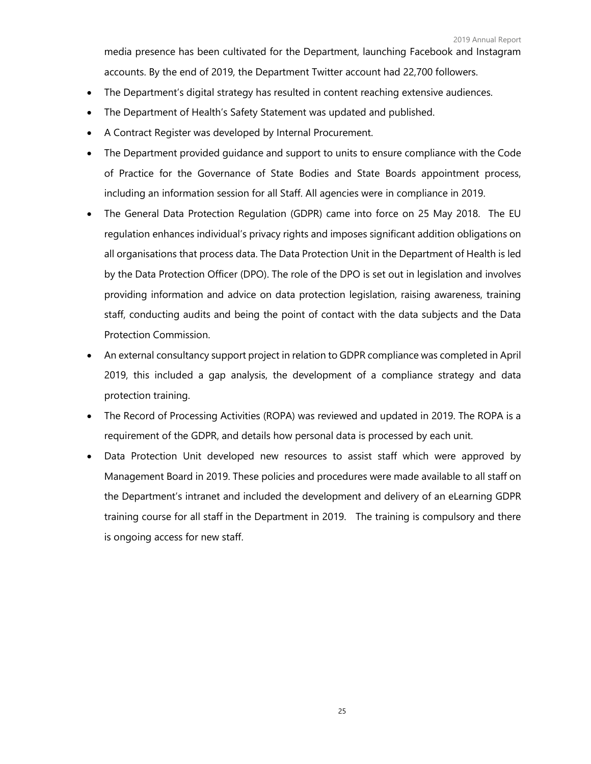media presence has been cultivated for the Department, launching Facebook and Instagram accounts. By the end of 2019, the Department Twitter account had 22,700 followers.

- The Department's digital strategy has resulted in content reaching extensive audiences.
- The Department of Health's Safety Statement was updated and published.
- A Contract Register was developed by Internal Procurement.
- The Department provided guidance and support to units to ensure compliance with the Code of Practice for the Governance of State Bodies and State Boards appointment process, including an information session for all Staff. All agencies were in compliance in 2019.
- The General Data Protection Regulation (GDPR) came into force on 25 May 2018. The EU regulation enhances individual's privacy rights and imposes significant addition obligations on all organisations that process data. The Data Protection Unit in the Department of Health is led by the Data Protection Officer (DPO). The role of the DPO is set out in legislation and involves providing information and advice on data protection legislation, raising awareness, training staff, conducting audits and being the point of contact with the data subjects and the Data Protection Commission.
- An external consultancy support project in relation to GDPR compliance was completed in April 2019, this included a gap analysis, the development of a compliance strategy and data protection training.
- The Record of Processing Activities (ROPA) was reviewed and updated in 2019. The ROPA is a requirement of the GDPR, and details how personal data is processed by each unit.
- Data Protection Unit developed new resources to assist staff which were approved by Management Board in 2019. These policies and procedures were made available to all staff on the Department's intranet and included the development and delivery of an eLearning GDPR training course for all staff in the Department in 2019. The training is compulsory and there is ongoing access for new staff.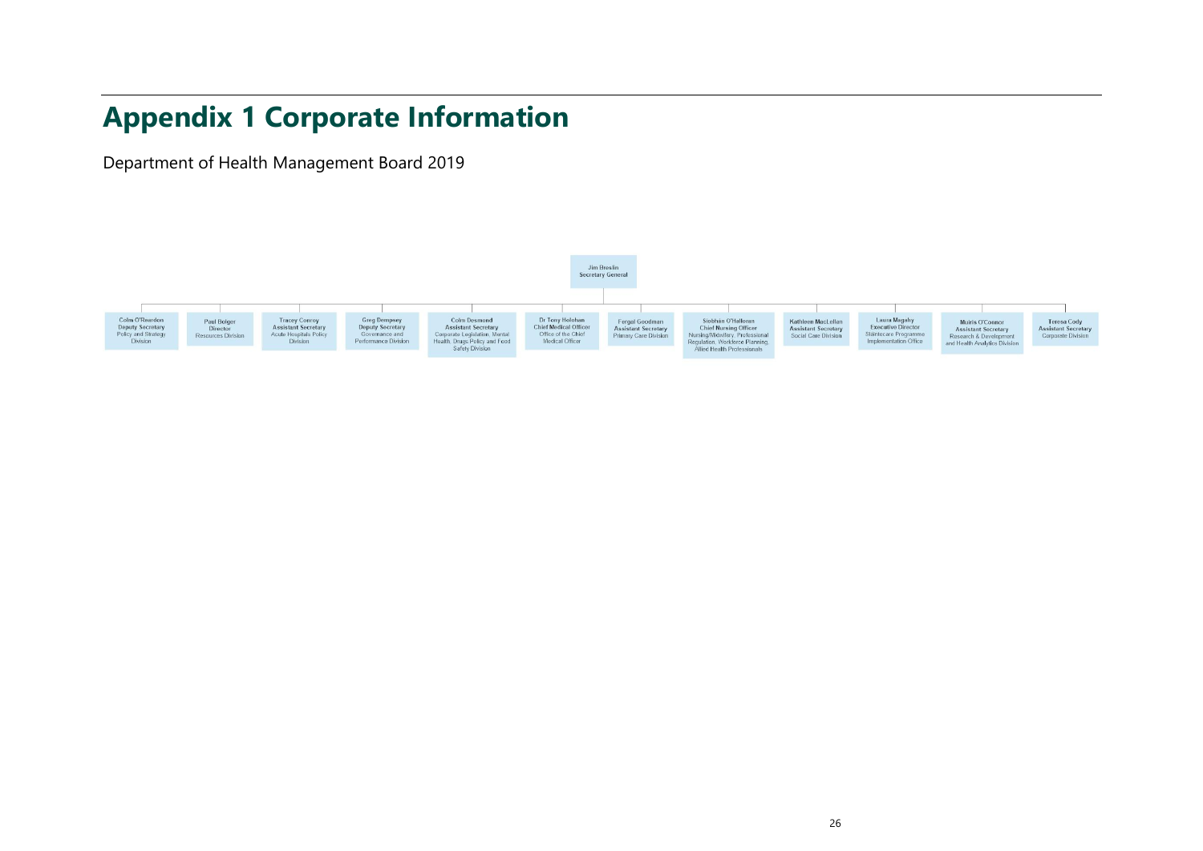# Appendix 1 Corporate Information

Department of Health Management Board 2019

**Jim Breslin**
Secretary General

- **Colm O'Reardon** – Deputy Secretary, Policy and Strategy Division
- **Paul Bolger** – Director, Resources Division
- **Tracey Conroy** – Assistant Secretary, Acute Hospitals Policy Division
- **Greg Dempsey** – Deputy Secretary, Governance and Performance Division
- **Colm Desmond** – Assistant Secretary, Corporate Legislation, Mental Health, Drugs Policy and Food Safety Division
- **Dr Tony Holohan** – Chief Medical Officer, Office of the Chief Medical Officer
- **Fergal Goodman** – Assistant Secretary, Primary Care Division
- **Siobhán O'Halloran** – Chief Nursing Officer, Nursing/Midwifery, Professional Regulation, Workforce Planning, Allied Health Professionals
- **Kathleen MacLellan** – Assistant Secretary, Social Care Division
- **Laura Magahy** – Executive Director, Sláintecare Programme Implementation Office
- **Muiris O'Connor** – Assistant Secretary, Research & Development and Health Analytics Division
- **Teresa Cody** – Assistant Secretary, Corporate Division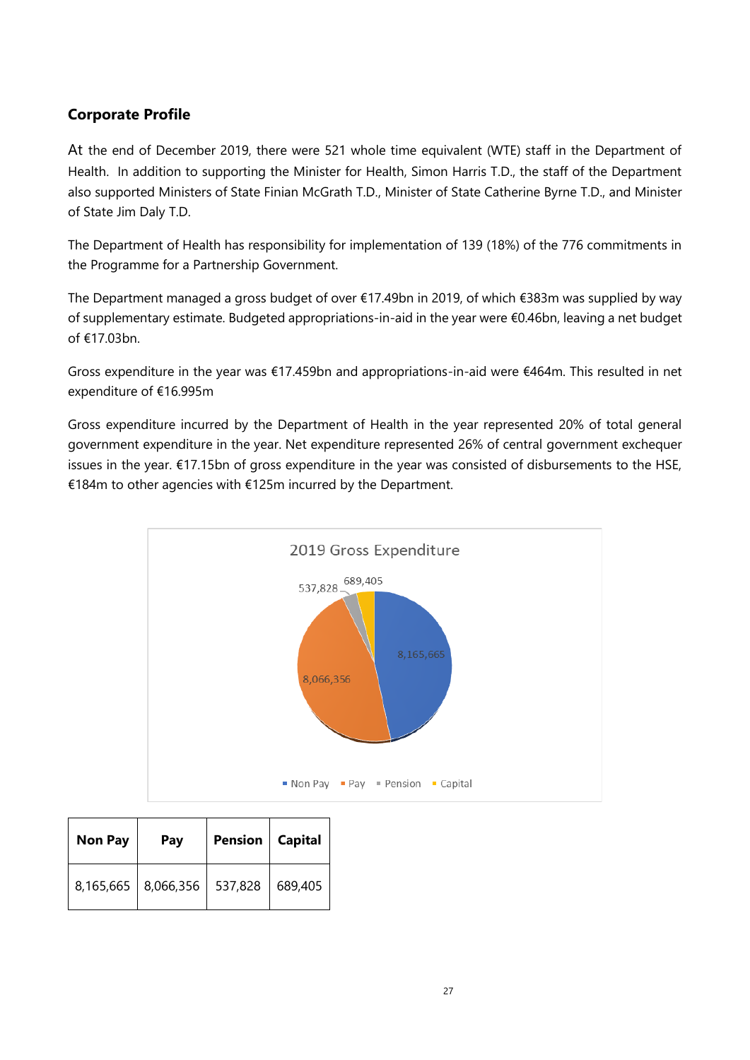## Corporate Profile

At the end of December 2019, there were 521 whole time equivalent (WTE) staff in the Department of Health. In addition to supporting the Minister for Health, Simon Harris T.D., the staff of the Department also supported Ministers of State Finian McGrath T.D., Minister of State Catherine Byrne T.D., and Minister of State Jim Daly T.D.

The Department of Health has responsibility for implementation of 139 (18%) of the 776 commitments in the Programme for a Partnership Government.

The Department managed a gross budget of over €17.49bn in 2019, of which €383m was supplied by way of supplementary estimate. Budgeted appropriations-in-aid in the year were €0.46bn, leaving a net budget of €17.03bn.

Gross expenditure in the year was €17.459bn and appropriations-in-aid were €464m. This resulted in net expenditure of €16.995m

Gross expenditure incurred by the Department of Health in the year represented 20% of total general government expenditure in the year. Net expenditure represented 26% of central government exchequer issues in the year. €17.15bn of gross expenditure in the year was consisted of disbursements to the HSE, €184m to other agencies with €125m incurred by the Department.

2019 Gross Expenditure

537,828 689,405 8,165,665 8,066,356

Non Pay Pay Pension Capital

| Non Pay | Pay | Pension | Capital |
|---|---|---|---|
| 8,165,665 | 8,066,356 | 537,828 | 689,405 |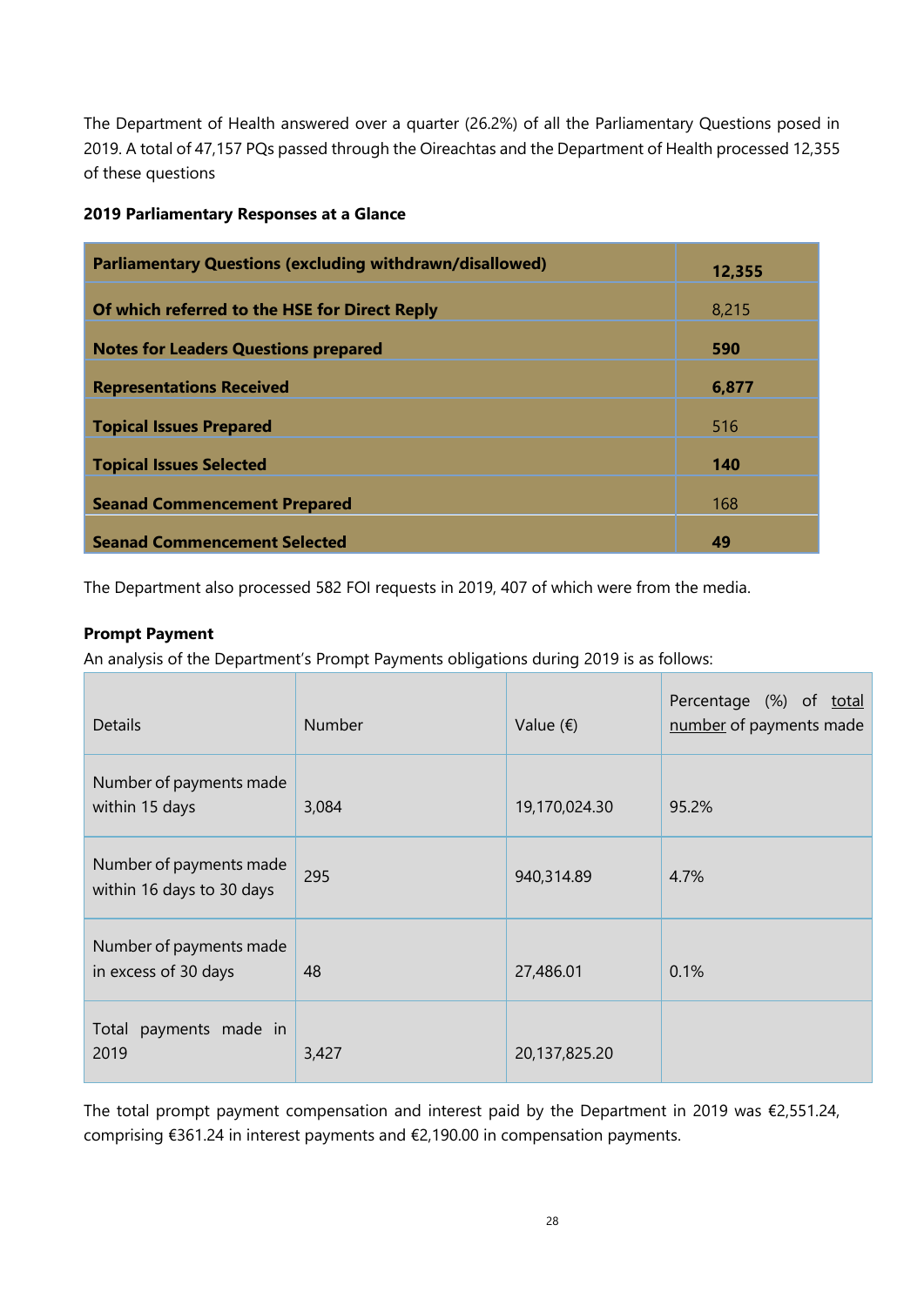The Department of Health answered over a quarter (26.2%) of all the Parliamentary Questions posed in 2019. A total of 47,157 PQs passed through the Oireachtas and the Department of Health processed 12,355 of these questions

**2019 Parliamentary Responses at a Glance**

| | |
|---|---|
| **Parliamentary Questions (excluding withdrawn/disallowed)** | **12,355** |
| **Of which referred to the HSE for Direct Reply** | 8,215 |
| **Notes for Leaders Questions prepared** | **590** |
| **Representations Received** | **6,877** |
| **Topical Issues Prepared** | 516 |
| **Topical Issues Selected** | **140** |
| **Seanad Commencement Prepared** | 168 |
| **Seanad Commencement Selected** | **49** |

The Department also processed 582 FOI requests in 2019, 407 of which were from the media.

**Prompt Payment**

An analysis of the Department's Prompt Payments obligations during 2019 is as follows:

| Details | Number | Value (€) | Percentage (%) of <u>total number</u> of payments made |
|---|---|---|---|
| Number of payments made within 15 days | 3,084 | 19,170,024.30 | 95.2% |
| Number of payments made within 16 days to 30 days | 295 | 940,314.89 | 4.7% |
| Number of payments made in excess of 30 days | 48 | 27,486.01 | 0.1% |
| Total payments made in 2019 | 3,427 | 20,137,825.20 | |

The total prompt payment compensation and interest paid by the Department in 2019 was €2,551.24, comprising €361.24 in interest payments and €2,190.00 in compensation payments.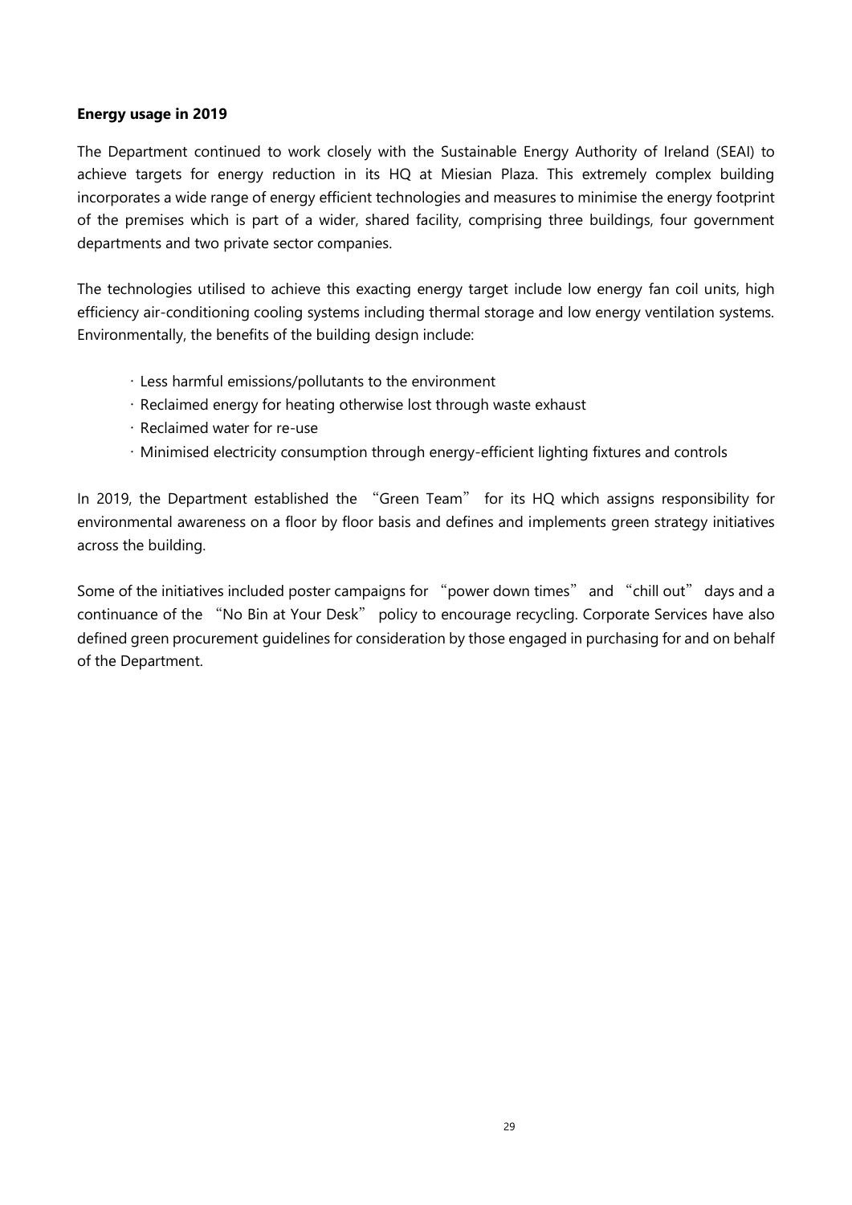**Energy usage in 2019**

The Department continued to work closely with the Sustainable Energy Authority of Ireland (SEAI) to achieve targets for energy reduction in its HQ at Miesian Plaza. This extremely complex building incorporates a wide range of energy efficient technologies and measures to minimise the energy footprint of the premises which is part of a wider, shared facility, comprising three buildings, four government departments and two private sector companies.

The technologies utilised to achieve this exacting energy target include low energy fan coil units, high efficiency air-conditioning cooling systems including thermal storage and low energy ventilation systems. Environmentally, the benefits of the building design include:

- Less harmful emissions/pollutants to the environment
- Reclaimed energy for heating otherwise lost through waste exhaust
- Reclaimed water for re-use
- Minimised electricity consumption through energy-efficient lighting fixtures and controls

In 2019, the Department established the "Green Team" for its HQ which assigns responsibility for environmental awareness on a floor by floor basis and defines and implements green strategy initiatives across the building.

Some of the initiatives included poster campaigns for "power down times" and "chill out" days and a continuance of the "No Bin at Your Desk" policy to encourage recycling. Corporate Services have also defined green procurement guidelines for consideration by those engaged in purchasing for and on behalf of the Department.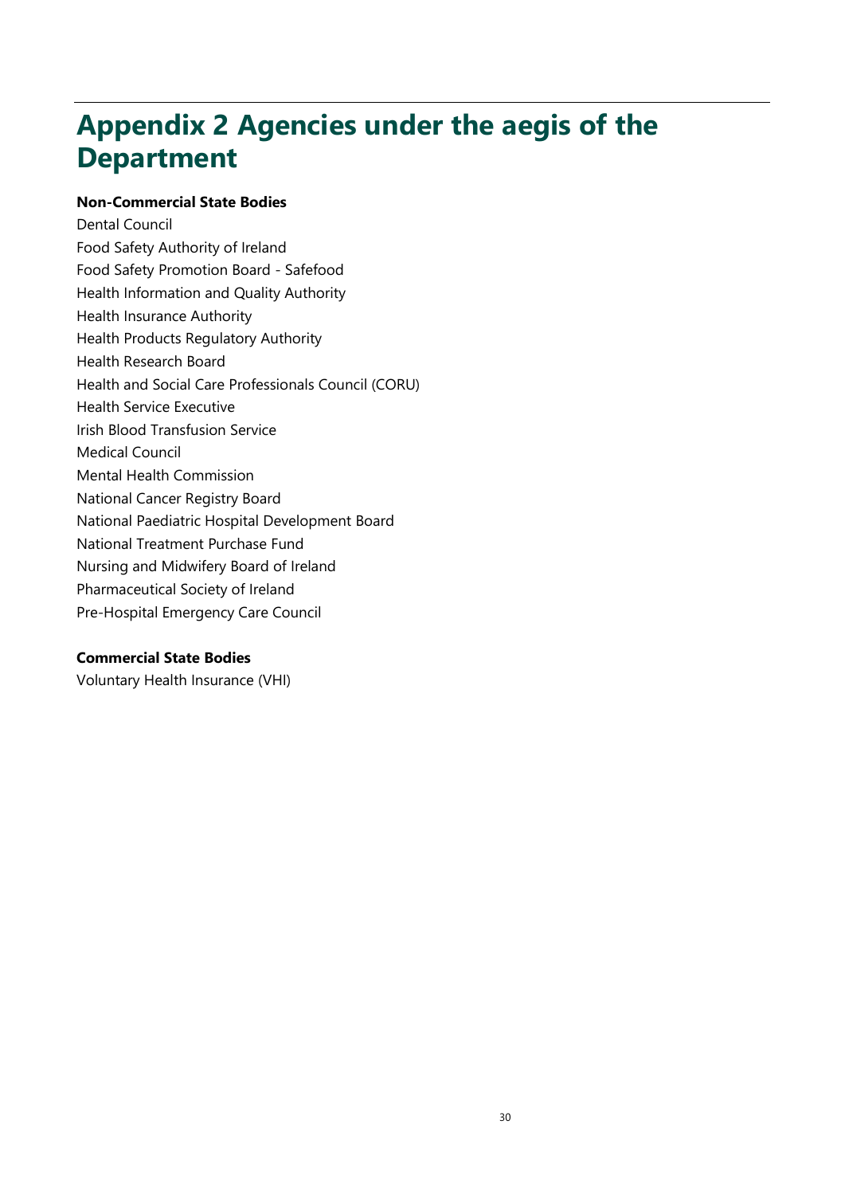# Appendix 2 Agencies under the aegis of the Department

**Non-Commercial State Bodies**

Dental Council
Food Safety Authority of Ireland
Food Safety Promotion Board - Safefood
Health Information and Quality Authority
Health Insurance Authority
Health Products Regulatory Authority
Health Research Board
Health and Social Care Professionals Council (CORU)
Health Service Executive
Irish Blood Transfusion Service
Medical Council
Mental Health Commission
National Cancer Registry Board
National Paediatric Hospital Development Board
National Treatment Purchase Fund
Nursing and Midwifery Board of Ireland
Pharmaceutical Society of Ireland
Pre-Hospital Emergency Care Council

**Commercial State Bodies**

Voluntary Health Insurance (VHI)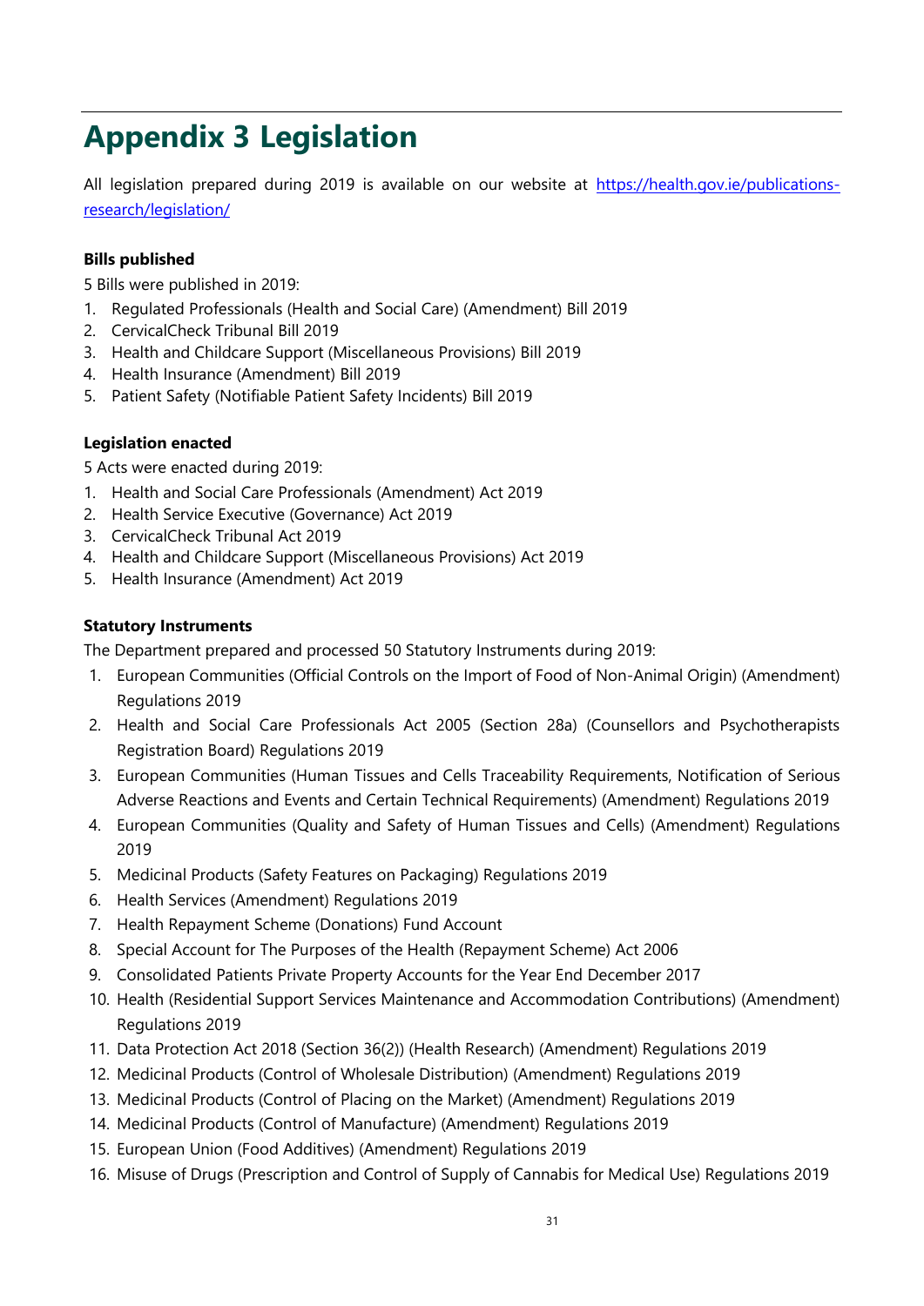# Appendix 3 Legislation

All legislation prepared during 2019 is available on our website at [https://health.gov.ie/publications-research/legislation/](https://health.gov.ie/publications-research/legislation/)

**Bills published**

5 Bills were published in 2019:

1. Regulated Professionals (Health and Social Care) (Amendment) Bill 2019
2. CervicalCheck Tribunal Bill 2019
3. Health and Childcare Support (Miscellaneous Provisions) Bill 2019
4. Health Insurance (Amendment) Bill 2019
5. Patient Safety (Notifiable Patient Safety Incidents) Bill 2019

**Legislation enacted**

5 Acts were enacted during 2019:

1. Health and Social Care Professionals (Amendment) Act 2019
2. Health Service Executive (Governance) Act 2019
3. CervicalCheck Tribunal Act 2019
4. Health and Childcare Support (Miscellaneous Provisions) Act 2019
5. Health Insurance (Amendment) Act 2019

**Statutory Instruments**

The Department prepared and processed 50 Statutory Instruments during 2019:

1. European Communities (Official Controls on the Import of Food of Non-Animal Origin) (Amendment) Regulations 2019
2. Health and Social Care Professionals Act 2005 (Section 28a) (Counsellors and Psychotherapists Registration Board) Regulations 2019
3. European Communities (Human Tissues and Cells Traceability Requirements, Notification of Serious Adverse Reactions and Events and Certain Technical Requirements) (Amendment) Regulations 2019
4. European Communities (Quality and Safety of Human Tissues and Cells) (Amendment) Regulations 2019
5. Medicinal Products (Safety Features on Packaging) Regulations 2019
6. Health Services (Amendment) Regulations 2019
7. Health Repayment Scheme (Donations) Fund Account
8. Special Account for The Purposes of the Health (Repayment Scheme) Act 2006
9. Consolidated Patients Private Property Accounts for the Year End December 2017
10. Health (Residential Support Services Maintenance and Accommodation Contributions) (Amendment) Regulations 2019
11. Data Protection Act 2018 (Section 36(2)) (Health Research) (Amendment) Regulations 2019
12. Medicinal Products (Control of Wholesale Distribution) (Amendment) Regulations 2019
13. Medicinal Products (Control of Placing on the Market) (Amendment) Regulations 2019
14. Medicinal Products (Control of Manufacture) (Amendment) Regulations 2019
15. European Union (Food Additives) (Amendment) Regulations 2019
16. Misuse of Drugs (Prescription and Control of Supply of Cannabis for Medical Use) Regulations 2019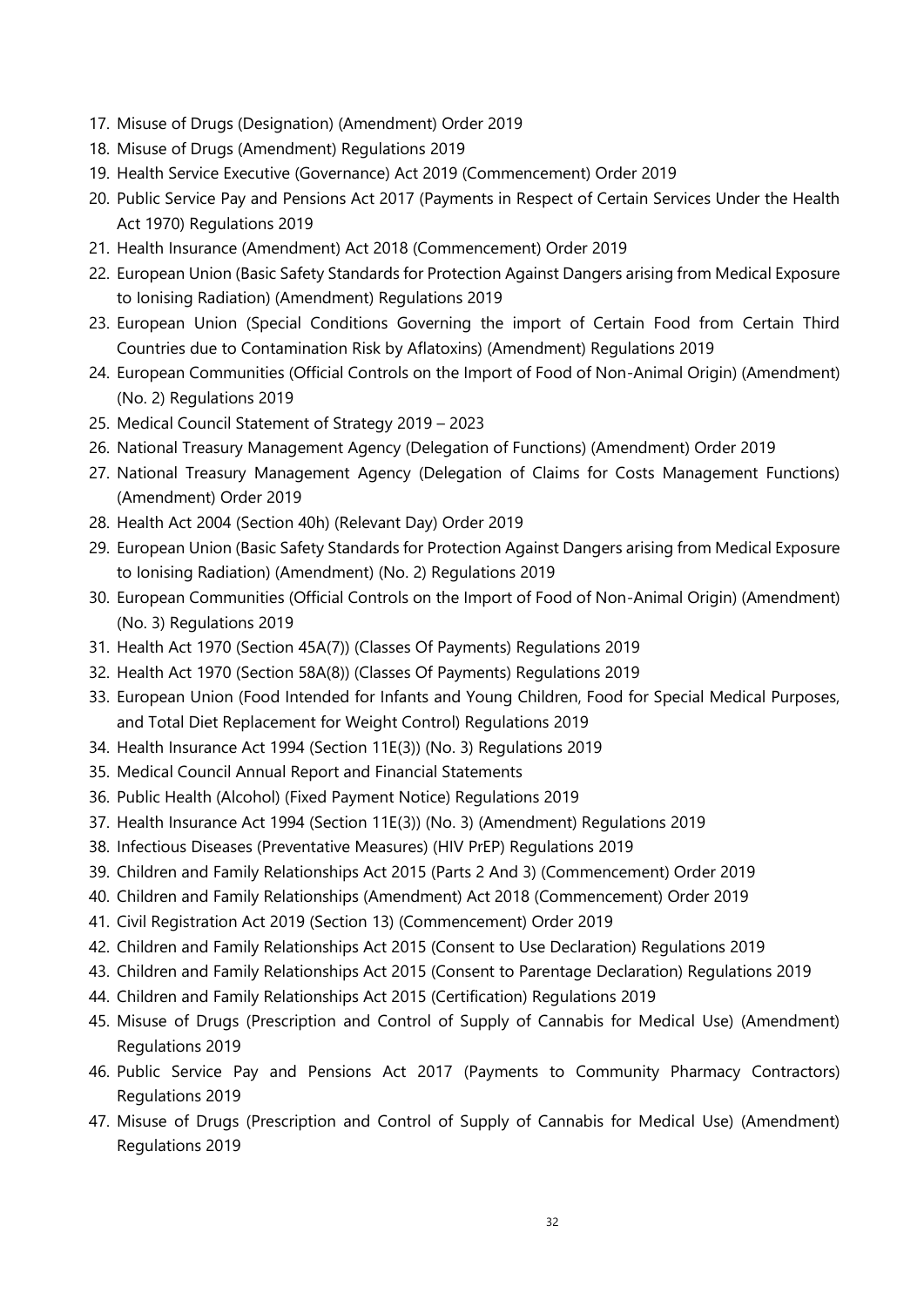17. Misuse of Drugs (Designation) (Amendment) Order 2019
18. Misuse of Drugs (Amendment) Regulations 2019
19. Health Service Executive (Governance) Act 2019 (Commencement) Order 2019
20. Public Service Pay and Pensions Act 2017 (Payments in Respect of Certain Services Under the Health Act 1970) Regulations 2019
21. Health Insurance (Amendment) Act 2018 (Commencement) Order 2019
22. European Union (Basic Safety Standards for Protection Against Dangers arising from Medical Exposure to Ionising Radiation) (Amendment) Regulations 2019
23. European Union (Special Conditions Governing the import of Certain Food from Certain Third Countries due to Contamination Risk by Aflatoxins) (Amendment) Regulations 2019
24. European Communities (Official Controls on the Import of Food of Non-Animal Origin) (Amendment) (No. 2) Regulations 2019
25. Medical Council Statement of Strategy 2019 – 2023
26. National Treasury Management Agency (Delegation of Functions) (Amendment) Order 2019
27. National Treasury Management Agency (Delegation of Claims for Costs Management Functions) (Amendment) Order 2019
28. Health Act 2004 (Section 40h) (Relevant Day) Order 2019
29. European Union (Basic Safety Standards for Protection Against Dangers arising from Medical Exposure to Ionising Radiation) (Amendment) (No. 2) Regulations 2019
30. European Communities (Official Controls on the Import of Food of Non-Animal Origin) (Amendment) (No. 3) Regulations 2019
31. Health Act 1970 (Section 45A(7)) (Classes Of Payments) Regulations 2019
32. Health Act 1970 (Section 58A(8)) (Classes Of Payments) Regulations 2019
33. European Union (Food Intended for Infants and Young Children, Food for Special Medical Purposes, and Total Diet Replacement for Weight Control) Regulations 2019
34. Health Insurance Act 1994 (Section 11E(3)) (No. 3) Regulations 2019
35. Medical Council Annual Report and Financial Statements
36. Public Health (Alcohol) (Fixed Payment Notice) Regulations 2019
37. Health Insurance Act 1994 (Section 11E(3)) (No. 3) (Amendment) Regulations 2019
38. Infectious Diseases (Preventative Measures) (HIV PrEP) Regulations 2019
39. Children and Family Relationships Act 2015 (Parts 2 And 3) (Commencement) Order 2019
40. Children and Family Relationships (Amendment) Act 2018 (Commencement) Order 2019
41. Civil Registration Act 2019 (Section 13) (Commencement) Order 2019
42. Children and Family Relationships Act 2015 (Consent to Use Declaration) Regulations 2019
43. Children and Family Relationships Act 2015 (Consent to Parentage Declaration) Regulations 2019
44. Children and Family Relationships Act 2015 (Certification) Regulations 2019
45. Misuse of Drugs (Prescription and Control of Supply of Cannabis for Medical Use) (Amendment) Regulations 2019
46. Public Service Pay and Pensions Act 2017 (Payments to Community Pharmacy Contractors) Regulations 2019
47. Misuse of Drugs (Prescription and Control of Supply of Cannabis for Medical Use) (Amendment) Regulations 2019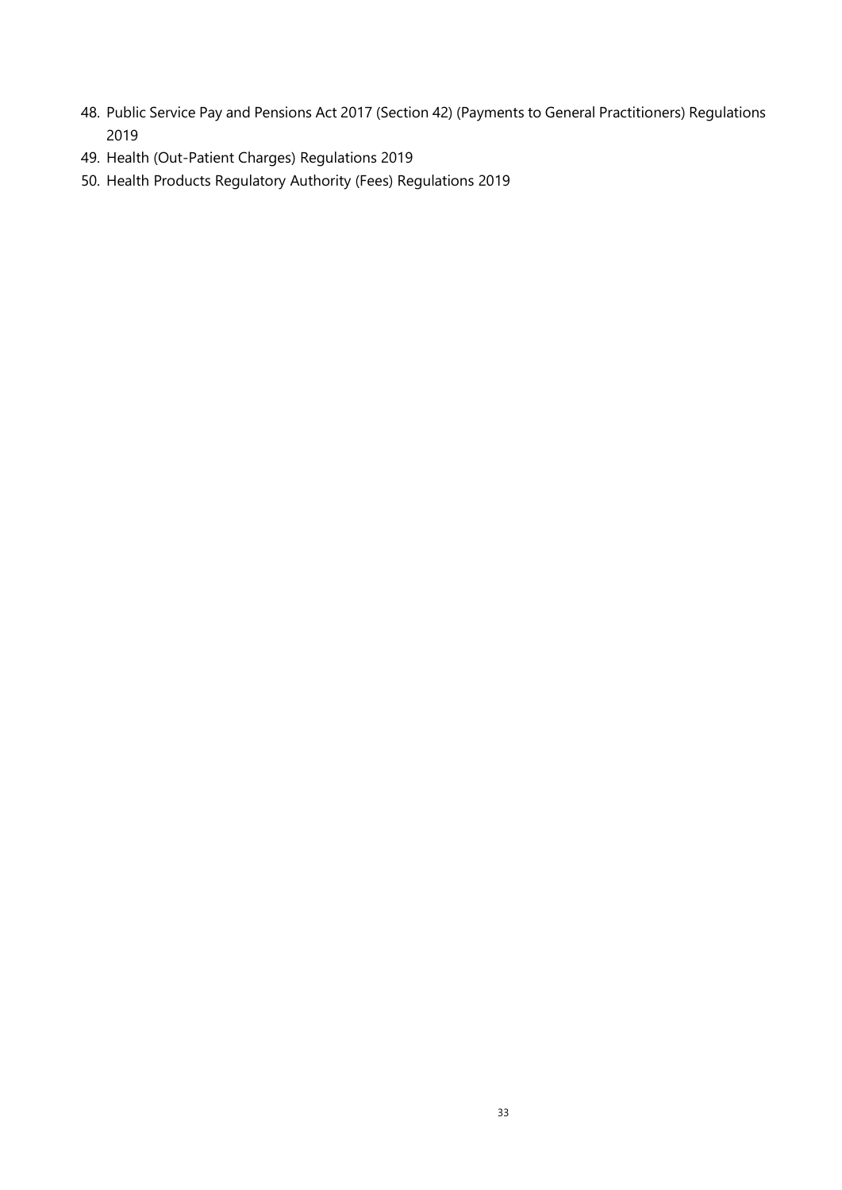48. Public Service Pay and Pensions Act 2017 (Section 42) (Payments to General Practitioners) Regulations 2019
49. Health (Out-Patient Charges) Regulations 2019
50. Health Products Regulatory Authority (Fees) Regulations 2019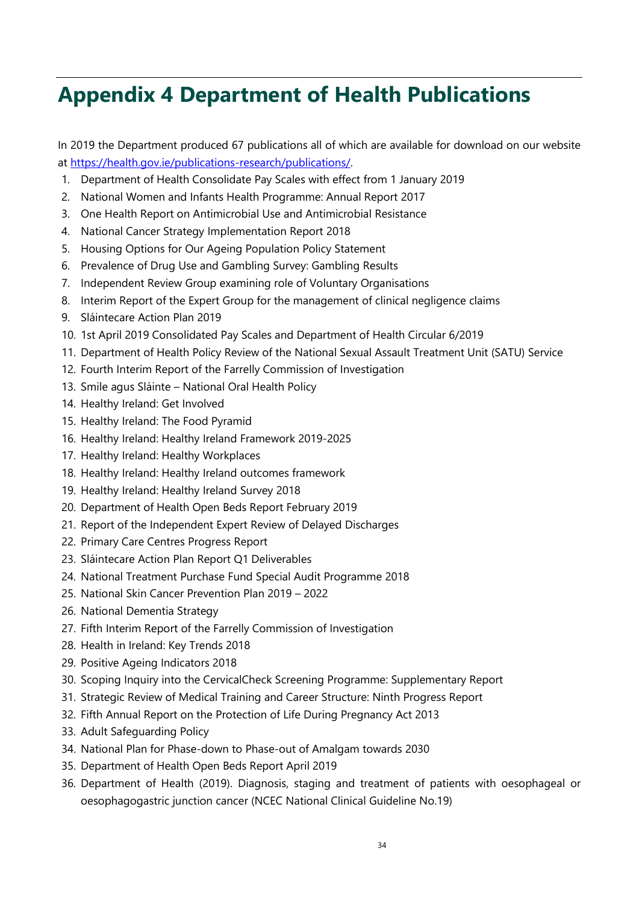# Appendix 4 Department of Health Publications

In 2019 the Department produced 67 publications all of which are available for download on our website at https://health.gov.ie/publications-research/publications/.

1. Department of Health Consolidate Pay Scales with effect from 1 January 2019
2. National Women and Infants Health Programme: Annual Report 2017
3. One Health Report on Antimicrobial Use and Antimicrobial Resistance
4. National Cancer Strategy Implementation Report 2018
5. Housing Options for Our Ageing Population Policy Statement
6. Prevalence of Drug Use and Gambling Survey: Gambling Results
7. Independent Review Group examining role of Voluntary Organisations
8. Interim Report of the Expert Group for the management of clinical negligence claims
9. Sláintecare Action Plan 2019
10. 1st April 2019 Consolidated Pay Scales and Department of Health Circular 6/2019
11. Department of Health Policy Review of the National Sexual Assault Treatment Unit (SATU) Service
12. Fourth Interim Report of the Farrelly Commission of Investigation
13. Smile agus Sláinte – National Oral Health Policy
14. Healthy Ireland: Get Involved
15. Healthy Ireland: The Food Pyramid
16. Healthy Ireland: Healthy Ireland Framework 2019-2025
17. Healthy Ireland: Healthy Workplaces
18. Healthy Ireland: Healthy Ireland outcomes framework
19. Healthy Ireland: Healthy Ireland Survey 2018
20. Department of Health Open Beds Report February 2019
21. Report of the Independent Expert Review of Delayed Discharges
22. Primary Care Centres Progress Report
23. Sláintecare Action Plan Report Q1 Deliverables
24. National Treatment Purchase Fund Special Audit Programme 2018
25. National Skin Cancer Prevention Plan 2019 – 2022
26. National Dementia Strategy
27. Fifth Interim Report of the Farrelly Commission of Investigation
28. Health in Ireland: Key Trends 2018
29. Positive Ageing Indicators 2018
30. Scoping Inquiry into the CervicalCheck Screening Programme: Supplementary Report
31. Strategic Review of Medical Training and Career Structure: Ninth Progress Report
32. Fifth Annual Report on the Protection of Life During Pregnancy Act 2013
33. Adult Safeguarding Policy
34. National Plan for Phase-down to Phase-out of Amalgam towards 2030
35. Department of Health Open Beds Report April 2019
36. Department of Health (2019). Diagnosis, staging and treatment of patients with oesophageal or oesophagogastric junction cancer (NCEC National Clinical Guideline No.19)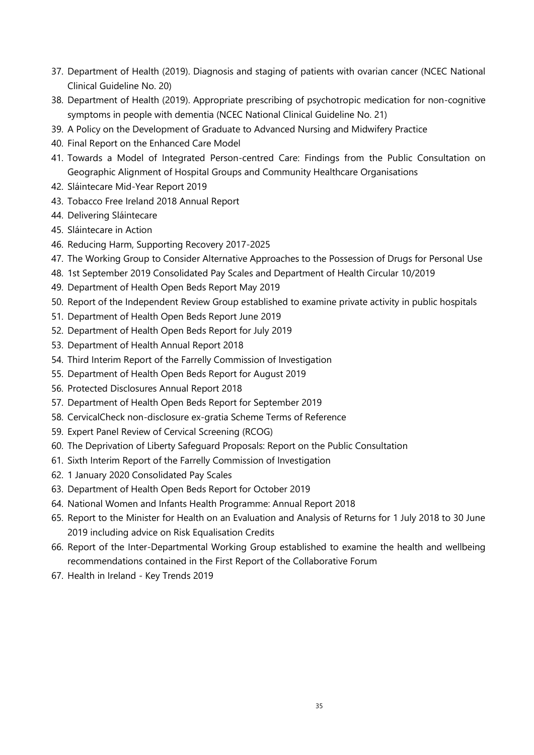37. Department of Health (2019). Diagnosis and staging of patients with ovarian cancer (NCEC National Clinical Guideline No. 20)
38. Department of Health (2019). Appropriate prescribing of psychotropic medication for non-cognitive symptoms in people with dementia (NCEC National Clinical Guideline No. 21)
39. A Policy on the Development of Graduate to Advanced Nursing and Midwifery Practice
40. Final Report on the Enhanced Care Model
41. Towards a Model of Integrated Person-centred Care: Findings from the Public Consultation on Geographic Alignment of Hospital Groups and Community Healthcare Organisations
42. Sláintecare Mid-Year Report 2019
43. Tobacco Free Ireland 2018 Annual Report
44. Delivering Sláintecare
45. Sláintecare in Action
46. Reducing Harm, Supporting Recovery 2017-2025
47. The Working Group to Consider Alternative Approaches to the Possession of Drugs for Personal Use
48. 1st September 2019 Consolidated Pay Scales and Department of Health Circular 10/2019
49. Department of Health Open Beds Report May 2019
50. Report of the Independent Review Group established to examine private activity in public hospitals
51. Department of Health Open Beds Report June 2019
52. Department of Health Open Beds Report for July 2019
53. Department of Health Annual Report 2018
54. Third Interim Report of the Farrelly Commission of Investigation
55. Department of Health Open Beds Report for August 2019
56. Protected Disclosures Annual Report 2018
57. Department of Health Open Beds Report for September 2019
58. CervicalCheck non-disclosure ex-gratia Scheme Terms of Reference
59. Expert Panel Review of Cervical Screening (RCOG)
60. The Deprivation of Liberty Safeguard Proposals: Report on the Public Consultation
61. Sixth Interim Report of the Farrelly Commission of Investigation
62. 1 January 2020 Consolidated Pay Scales
63. Department of Health Open Beds Report for October 2019
64. National Women and Infants Health Programme: Annual Report 2018
65. Report to the Minister for Health on an Evaluation and Analysis of Returns for 1 July 2018 to 30 June 2019 including advice on Risk Equalisation Credits
66. Report of the Inter-Departmental Working Group established to examine the health and wellbeing recommendations contained in the First Report of the Collaborative Forum
67. Health in Ireland - Key Trends 2019